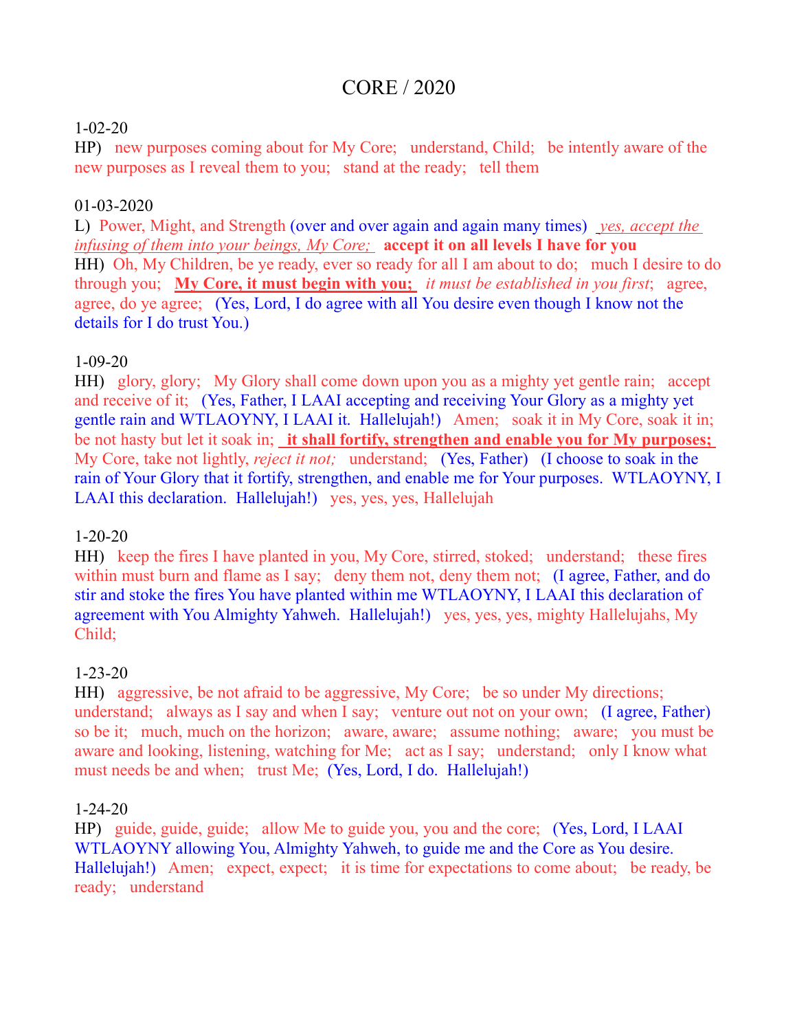# CORE / 2020

1-02-20

HP) new purposes coming about for My Core; understand, Child; be intently aware of the new purposes as I reveal them to you; stand at the ready; tell them

01-03-2020

L) Power, Might, and Strength (over and over again and again many times) *yes, accept the infusing of them into your beings, My Core;* **accept it on all levels I have for you**

HH) Oh, My Children, be ye ready, ever so ready for all I am about to do; much I desire to do through you; **My Core, it must begin with you;** *it must be established in you first*; agree, agree, do ye agree; (Yes, Lord, I do agree with all You desire even though I know not the details for I do trust You.)

1-09-20

HH) glory, glory; My Glory shall come down upon you as a mighty yet gentle rain; accept and receive of it; (Yes, Father, I LAAI accepting and receiving Your Glory as a mighty yet gentle rain and WTLAOYNY, I LAAI it. Hallelujah!) Amen; soak it in My Core, soak it in; be not hasty but let it soak in; **it shall fortify, strengthen and enable you for My purposes;** My Core, take not lightly, *reject it not;* understand; (Yes, Father) (I choose to soak in the rain of Your Glory that it fortify, strengthen, and enable me for Your purposes. WTLAOYNY, I LAAI this declaration. Hallelujah!) yes, yes, yes, Hallelujah

1-20-20

HH) keep the fires I have planted in you, My Core, stirred, stoked; understand; these fires within must burn and flame as I say; deny them not, deny them not; (I agree, Father, and do stir and stoke the fires You have planted within me WTLAOYNY, I LAAI this declaration of agreement with You Almighty Yahweh. Hallelujah!) yes, yes, yes, mighty Hallelujahs, My Child;

1-23-20

HH) aggressive, be not afraid to be aggressive, My Core; be so under My directions; understand; always as I say and when I say; venture out not on your own; (I agree, Father) so be it; much, much on the horizon; aware, aware; assume nothing; aware; you must be aware and looking, listening, watching for Me; act as I say; understand; only I know what must needs be and when; trust Me; (Yes, Lord, I do. Hallelujah!)

1-24-20

HP) guide, guide, guide; allow Me to guide you, you and the core; (Yes, Lord, I LAAI WTLAOYNY allowing You, Almighty Yahweh, to guide me and the Core as You desire. Hallelujah!) Amen; expect, expect; it is time for expectations to come about; be ready, be ready; understand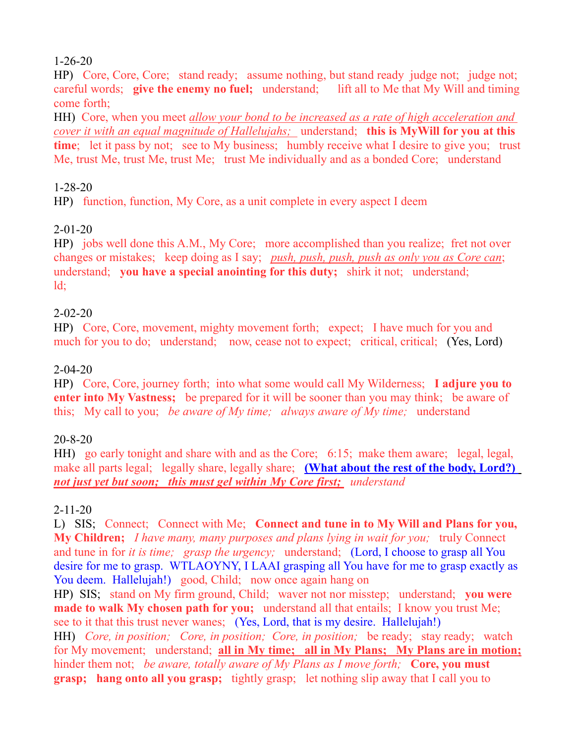1-26-20

HP) Core, Core, Core; stand ready; assume nothing, but stand ready judge not; judge not; careful words; **give the enemy no fuel;** understand; lift all to Me that My Will and timing come forth;

HH) Core, when you meet *allow your bond to be increased as a rate of high acceleration and cover it with an equal magnitude of Hallelujahs;* understand; **this is MyWill for you at this time**; let it pass by not; see to My business; humbly receive what I desire to give you; trust Me, trust Me, trust Me, trust Me; trust Me individually and as a bonded Core; understand

1-28-20

HP) function, function, My Core, as a unit complete in every aspect I deem

2-01-20

HP) jobs well done this A.M., My Core; more accomplished than you realize; fret not over changes or mistakes; keep doing as I say; *push, push, push, push as only you as Core can*; understand; **you have a special anointing for this duty;** shirk it not; understand; ld;

2-02-20

HP) Core, Core, movement, mighty movement forth; expect; I have much for you and much for you to do; understand; now, cease not to expect; critical, critical; (Yes, Lord)

2-04-20

HP) Core, Core, journey forth; into what some would call My Wilderness; **I adjure you to enter into My Vastness;** be prepared for it will be sooner than you may think; be aware of this; My call to you; *be aware of My time; always aware of My time;* understand

20-8-20

HH) go early tonight and share with and as the Core; 6:15; make them aware; legal, legal, make all parts legal; legally share, legally share; **(What about the rest of the body, Lord?)** ***not just yet but soon; this must gel within My Core first;*** *understand*

2-11-20

L) SIS; Connect; Connect with Me; **Connect and tune in to My Will and Plans for you, My Children;** *I have many, many purposes and plans lying in wait for you;* truly Connect and tune in for *it is time; grasp the urgency;* understand; (Lord, I choose to grasp all You desire for me to grasp. WTLAOYNY, I LAAI grasping all You have for me to grasp exactly as You deem. Hallelujah!) good, Child; now once again hang on

HP) SIS; stand on My firm ground, Child; waver not nor misstep; understand; **you were made to walk My chosen path for you;** understand all that entails; I know you trust Me; see to it that this trust never wanes; (Yes, Lord, that is my desire. Hallelujah!)

HH) *Core, in position; Core, in position; Core, in position;* be ready; stay ready; watch for My movement; understand; **all in My time; all in My Plans; My Plans are in motion;** hinder them not; *be aware, totally aware of My Plans as I move forth;* **Core, you must grasp; hang onto all you grasp;** tightly grasp; let nothing slip away that I call you to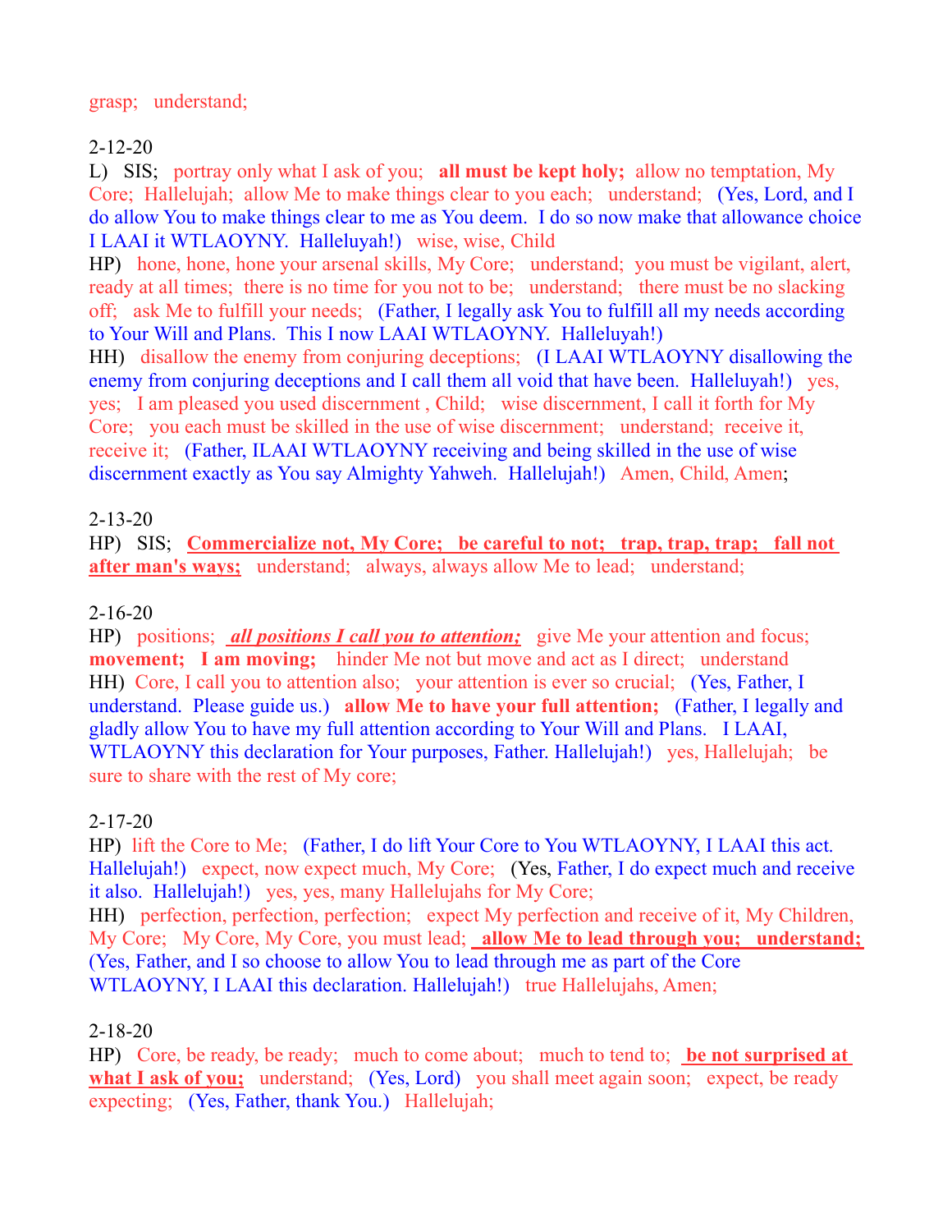grasp; understand;

2-12-20

L) SIS; portray only what I ask of you; **all must be kept holy;** allow no temptation, My Core; Hallelujah; allow Me to make things clear to you each; understand; (Yes, Lord, and I do allow You to make things clear to me as You deem. I do so now make that allowance choice I LAAI it WTLAOYNY. Halleluyah!) wise, wise, Child

HP) hone, hone, hone your arsenal skills, My Core; understand; you must be vigilant, alert, ready at all times; there is no time for you not to be; understand; there must be no slacking off; ask Me to fulfill your needs; (Father, I legally ask You to fulfill all my needs according to Your Will and Plans. This I now LAAI WTLAOYNY. Halleluyah!)

HH) disallow the enemy from conjuring deceptions; (I LAAI WTLAOYNY disallowing the enemy from conjuring deceptions and I call them all void that have been. Halleluyah!) yes, yes; I am pleased you used discernment , Child; wise discernment, I call it forth for My Core; you each must be skilled in the use of wise discernment; understand; receive it, receive it; (Father, ILAAI WTLAOYNY receiving and being skilled in the use of wise discernment exactly as You say Almighty Yahweh. Hallelujah!) Amen, Child, Amen;

2-13-20

HP) SIS; **Commercialize not, My Core; be careful to not; trap, trap, trap; fall not after man's ways;** understand; always, always allow Me to lead; understand;

2-16-20

HP) positions; ***all positions I call you to attention;*** give Me your attention and focus; **movement; I am moving;** hinder Me not but move and act as I direct; understand

HH) Core, I call you to attention also; your attention is ever so crucial; (Yes, Father, I understand. Please guide us.) **allow Me to have your full attention;** (Father, I legally and gladly allow You to have my full attention according to Your Will and Plans. I LAAI, WTLAOYNY this declaration for Your purposes, Father. Hallelujah!) yes, Hallelujah; be sure to share with the rest of My core;

2-17-20

HP) lift the Core to Me; (Father, I do lift Your Core to You WTLAOYNY, I LAAI this act. Hallelujah!) expect, now expect much, My Core; (Yes, Father, I do expect much and receive it also. Hallelujah!) yes, yes, many Hallelujahs for My Core;

HH) perfection, perfection, perfection; expect My perfection and receive of it, My Children, My Core; My Core, My Core, you must lead; **allow Me to lead through you; understand;** (Yes, Father, and I so choose to allow You to lead through me as part of the Core WTLAOYNY, I LAAI this declaration. Hallelujah!) true Hallelujahs, Amen;

2-18-20

HP) Core, be ready, be ready; much to come about; much to tend to; **be not surprised at what I ask of you;** understand; (Yes, Lord) you shall meet again soon; expect, be ready expecting; (Yes, Father, thank You.) Hallelujah;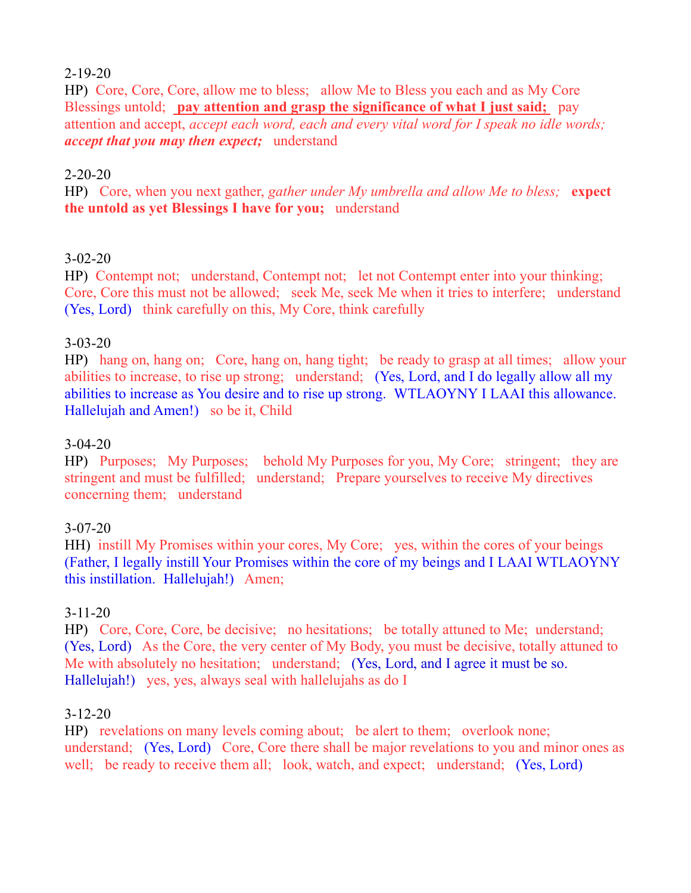2-19-20

HP) Core, Core, Core, allow me to bless; allow Me to Bless you each and as My Core Blessings untold; **pay attention and grasp the significance of what I just said;** pay attention and accept, *accept each word, each and every vital word for I speak no idle words;* ***accept that you may then expect;*** understand

2-20-20

HP) Core, when you next gather, *gather under My umbrella and allow Me to bless;* **expect the untold as yet Blessings I have for you;** understand

3-02-20

HP) Contempt not; understand, Contempt not; let not Contempt enter into your thinking; Core, Core this must not be allowed; seek Me, seek Me when it tries to interfere; understand (Yes, Lord) think carefully on this, My Core, think carefully

3-03-20

HP) hang on, hang on; Core, hang on, hang tight; be ready to grasp at all times; allow your abilities to increase, to rise up strong; understand; (Yes, Lord, and I do legally allow all my abilities to increase as You desire and to rise up strong. WTLAOYNY I LAAI this allowance. Hallelujah and Amen!) so be it, Child

3-04-20

HP) Purposes; My Purposes; behold My Purposes for you, My Core; stringent; they are stringent and must be fulfilled; understand; Prepare yourselves to receive My directives concerning them; understand

3-07-20

HH) instill My Promises within your cores, My Core; yes, within the cores of your beings (Father, I legally instill Your Promises within the core of my beings and I LAAI WTLAOYNY this instillation. Hallelujah!) Amen;

3-11-20

HP) Core, Core, Core, be decisive; no hesitations; be totally attuned to Me; understand; (Yes, Lord) As the Core, the very center of My Body, you must be decisive, totally attuned to Me with absolutely no hesitation; understand; (Yes, Lord, and I agree it must be so. Hallelujah!) yes, yes, always seal with hallelujahs as do I

3-12-20

HP) revelations on many levels coming about; be alert to them; overlook none; understand; (Yes, Lord) Core, Core there shall be major revelations to you and minor ones as well; be ready to receive them all; look, watch, and expect; understand; (Yes, Lord)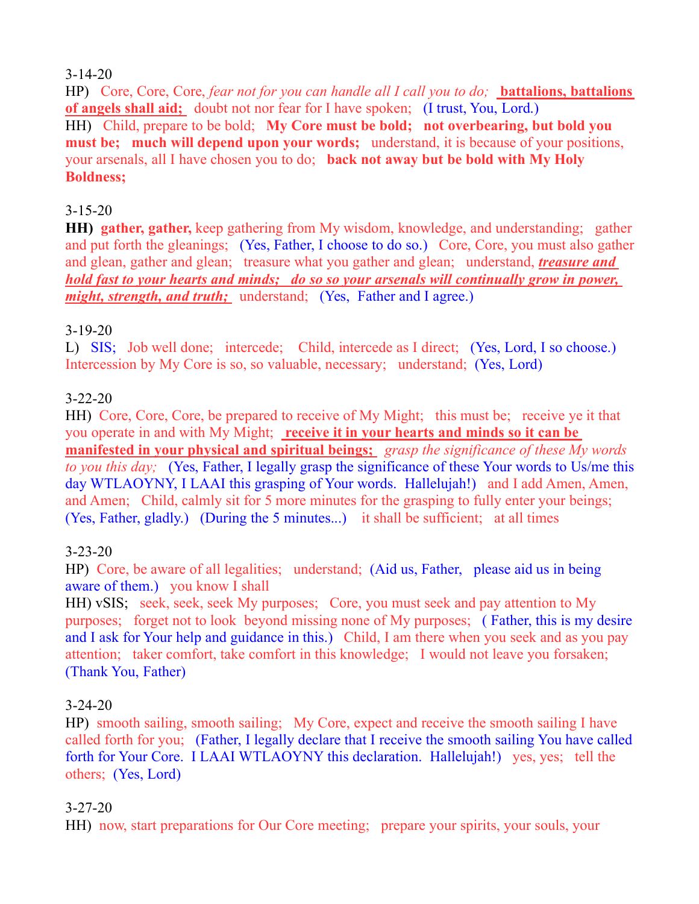3-14-20

HP) Core, Core, Core, *fear not for you can handle all I call you to do;* **battalions, battalions of angels shall aid;** doubt not nor fear for I have spoken; (I trust, You, Lord.)

HH) Child, prepare to be bold; **My Core must be bold; not overbearing, but bold you must be; much will depend upon your words;** understand, it is because of your positions, your arsenals, all I have chosen you to do; **back not away but be bold with My Holy Boldness;**

3-15-20

**HH) gather, gather,** keep gathering from My wisdom, knowledge, and understanding; gather and put forth the gleanings; (Yes, Father, I choose to do so.) Core, Core, you must also gather and glean, gather and glean; treasure what you gather and glean; understand, ***treasure and hold fast to your hearts and minds; do so so your arsenals will continually grow in power, might, strength, and truth;*** understand; (Yes, Father and I agree.)

3-19-20

L) SIS; Job well done; intercede; Child, intercede as I direct; (Yes, Lord, I so choose.) Intercession by My Core is so, so valuable, necessary; understand; (Yes, Lord)

3-22-20

HH) Core, Core, Core, be prepared to receive of My Might; this must be; receive ye it that you operate in and with My Might; **receive it in your hearts and minds so it can be manifested in your physical and spiritual beings;** *grasp the significance of these My words to you this day;* (Yes, Father, I legally grasp the significance of these Your words to Us/me this day WTLAOYNY, I LAAI this grasping of Your words. Hallelujah!) and I add Amen, Amen, and Amen; Child, calmly sit for 5 more minutes for the grasping to fully enter your beings; (Yes, Father, gladly.) (During the 5 minutes...) it shall be sufficient; at all times

3-23-20

HP) Core, be aware of all legalities; understand; (Aid us, Father, please aid us in being aware of them.) you know I shall

HH) vSIS; seek, seek, seek My purposes; Core, you must seek and pay attention to My purposes; forget not to look beyond missing none of My purposes; ( Father, this is my desire and I ask for Your help and guidance in this.) Child, I am there when you seek and as you pay attention; taker comfort, take comfort in this knowledge; I would not leave you forsaken; (Thank You, Father)

3-24-20

HP) smooth sailing, smooth sailing; My Core, expect and receive the smooth sailing I have called forth for you; (Father, I legally declare that I receive the smooth sailing You have called forth for Your Core. I LAAI WTLAOYNY this declaration. Hallelujah!) yes, yes; tell the others; (Yes, Lord)

3-27-20

HH) now, start preparations for Our Core meeting; prepare your spirits, your souls, your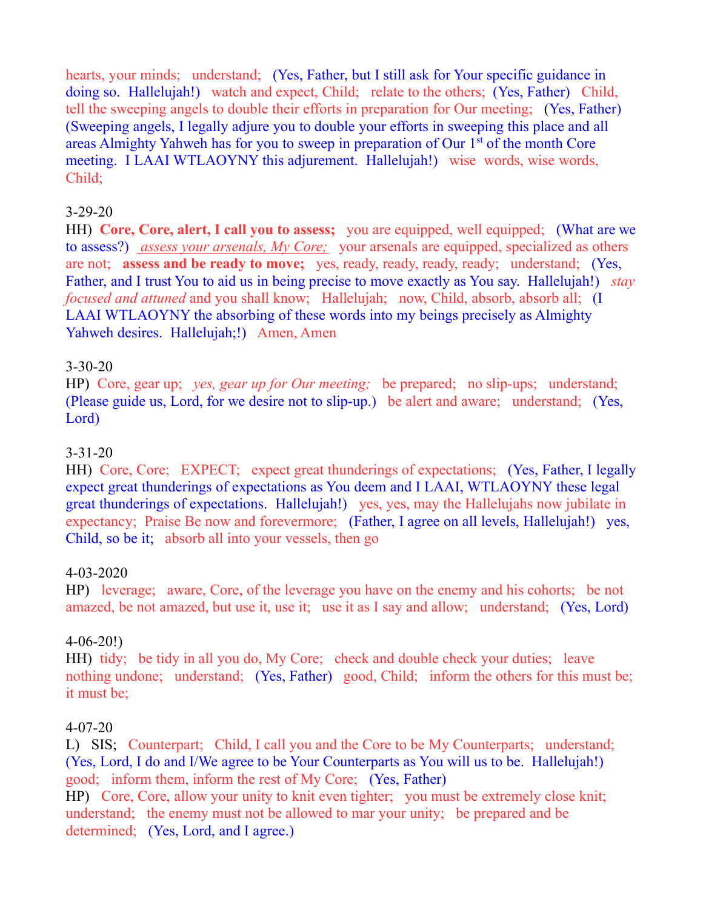hearts, your minds; understand; (Yes, Father, but I still ask for Your specific guidance in doing so. Hallelujah!) watch and expect, Child; relate to the others; (Yes, Father) Child, tell the sweeping angels to double their efforts in preparation for Our meeting; (Yes, Father) (Sweeping angels, I legally adjure you to double your efforts in sweeping this place and all areas Almighty Yahweh has for you to sweep in preparation of Our 1st of the month Core meeting. I LAAI WTLAOYNY this adjurement. Hallelujah!) wise words, wise words, Child;

3-29-20
HH) **Core, Core, alert, I call you to assess;** you are equipped, well equipped; (What are we to assess?) *assess your arsenals, My Core;* your arsenals are equipped, specialized as others are not; **assess and be ready to move;** yes, ready, ready, ready, ready; understand; (Yes, Father, and I trust You to aid us in being precise to move exactly as You say. Hallelujah!) *stay focused and attuned* and you shall know; Hallelujah; now, Child, absorb, absorb all; (I LAAI WTLAOYNY the absorbing of these words into my beings precisely as Almighty Yahweh desires. Hallelujah;!) Amen, Amen

3-30-20
HP) Core, gear up; *yes, gear up for Our meeting;* be prepared; no slip-ups; understand; (Please guide us, Lord, for we desire not to slip-up.) be alert and aware; understand; (Yes, Lord)

3-31-20
HH) Core, Core; EXPECT; expect great thunderings of expectations; (Yes, Father, I legally expect great thunderings of expectations as You deem and I LAAI, WTLAOYNY these legal great thunderings of expectations. Hallelujah!) yes, yes, may the Hallelujahs now jubilate in expectancy; Praise Be now and forevermore; (Father, I agree on all levels, Hallelujah!) yes, Child, so be it; absorb all into your vessels, then go

4-03-2020
HP) leverage; aware, Core, of the leverage you have on the enemy and his cohorts; be not amazed, be not amazed, but use it, use it; use it as I say and allow; understand; (Yes, Lord)

4-06-20!)
HH) tidy; be tidy in all you do, My Core; check and double check your duties; leave nothing undone; understand; (Yes, Father) good, Child; inform the others for this must be; it must be;

4-07-20
L) SIS; Counterpart; Child, I call you and the Core to be My Counterparts; understand; (Yes, Lord, I do and I/We agree to be Your Counterparts as You will us to be. Hallelujah!) good; inform them, inform the rest of My Core; (Yes, Father)
HP) Core, Core, allow your unity to knit even tighter; you must be extremely close knit; understand; the enemy must not be allowed to mar your unity; be prepared and be determined; (Yes, Lord, and I agree.)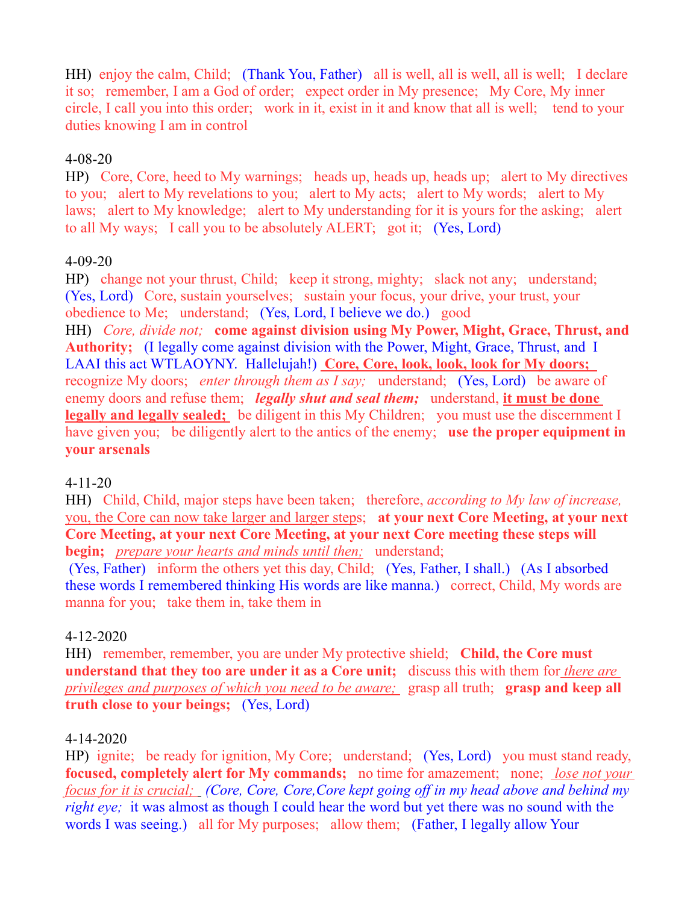HH) enjoy the calm, Child; (Thank You, Father) all is well, all is well, all is well; I declare it so; remember, I am a God of order; expect order in My presence; My Core, My inner circle, I call you into this order; work in it, exist in it and know that all is well; tend to your duties knowing I am in control

4-08-20

HP) Core, Core, heed to My warnings; heads up, heads up, heads up; alert to My directives to you; alert to My revelations to you; alert to My acts; alert to My words; alert to My laws; alert to My knowledge; alert to My understanding for it is yours for the asking; alert to all My ways; I call you to be absolutely ALERT; got it; (Yes, Lord)

4-09-20

HP) change not your thrust, Child; keep it strong, mighty; slack not any; understand; (Yes, Lord) Core, sustain yourselves; sustain your focus, your drive, your trust, your obedience to Me; understand; (Yes, Lord, I believe we do.) good

HH) *Core, divide not;* **come against division using My Power, Might, Grace, Thrust, and Authority;** (I legally come against division with the Power, Might, Grace, Thrust, and I LAAI this act WTLAOYNY. Hallelujah!) **<u>Core, Core, look, look, look for My doors;</u>** recognize My doors; *enter through them as I say;* understand; (Yes, Lord) be aware of enemy doors and refuse them; ***legally shut and seal them;*** understand, **<u>it must be done legally and legally sealed;</u>** be diligent in this My Children; you must use the discernment I have given you; be diligently alert to the antics of the enemy; **use the proper equipment in your arsenals**

4-11-20

HH) Child, Child, major steps have been taken; therefore, *according to My law of increase,* <u>you, the Core can now take larger and larger steps</u>; **at your next Core Meeting, at your next Core Meeting, at your next Core Meeting, at your next Core meeting these steps will begin;** *<u>prepare your hearts and minds until then;</u>* understand;
(Yes, Father) inform the others yet this day, Child; (Yes, Father, I shall.) (As I absorbed these words I remembered thinking His words are like manna.) correct, Child, My words are manna for you; take them in, take them in

4-12-2020

HH) remember, remember, you are under My protective shield; **Child, the Core must understand that they too are under it as a Core unit;** discuss this with them for *<u>there are privileges and purposes of which you need to be aware;</u>* grasp all truth; **grasp and keep all truth close to your beings;** (Yes, Lord)

4-14-2020

HP) ignite; be ready for ignition, My Core; understand; (Yes, Lord) you must stand ready, **focused, completely alert for My commands;** no time for amazement; none; *<u>lose not your focus for it is crucial;</u>* *(Core, Core, Core,Core kept going off in my head above and behind my right eye;* it was almost as though I could hear the word but yet there was no sound with the words I was seeing.) all for My purposes; allow them; (Father, I legally allow Your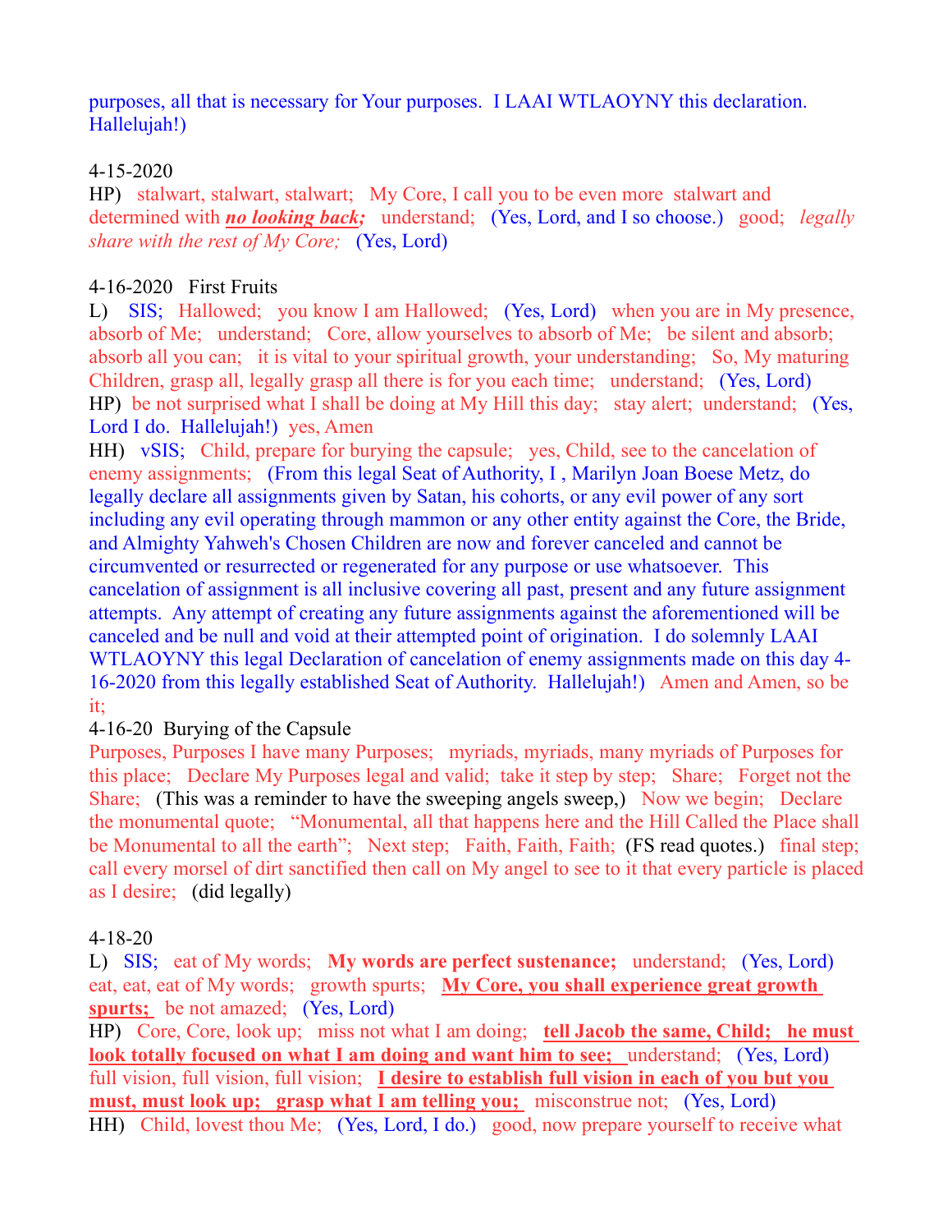purposes, all that is necessary for Your purposes.  I LAAI WTLAOYNY this declaration. Hallelujah!)

4-15-2020
HP)   stalwart, stalwart, stalwart;   My Core, I call you to be even more  stalwart and determined with ***no looking back;***   understand;   (Yes, Lord, and I so choose.)   good;   *legally share with the rest of My Core;*   (Yes, Lord)

4-16-2020   First Fruits
L)   SIS;   Hallowed;   you know I am Hallowed;   (Yes, Lord)   when you are in My presence, absorb of Me;   understand;   Core, allow yourselves to absorb of Me;   be silent and absorb;   absorb all you can;   it is vital to your spiritual growth, your understanding;   So, My maturing Children, grasp all, legally grasp all there is for you each time;   understand;   (Yes, Lord)
HP)   be not surprised what I shall be doing at My Hill this day;   stay alert;  understand;   (Yes, Lord I do.  Hallelujah!)   yes, Amen
HH)   vSIS;   Child, prepare for burying the capsule;   yes, Child, see to the cancelation of enemy assignments;   (From this legal Seat of Authority, I , Marilyn Joan Boese Metz, do legally declare all assignments given by Satan, his cohorts, or any evil power of any sort including any evil operating through mammon or any other entity against the Core, the Bride, and Almighty Yahweh's Chosen Children are now and forever canceled and cannot be circumvented or resurrected or regenerated for any purpose or use whatsoever.  This cancelation of assignment is all inclusive covering all past, present and any future assignment attempts.  Any attempt of creating any future assignments against the aforementioned will be canceled and be null and void at their attempted point of origination.  I do solemnly LAAI WTLAOYNY this legal Declaration of cancelation of enemy assignments made on this day 4-16-2020 from this legally established Seat of Authority.  Hallelujah!)   Amen and Amen, so be it;
4-16-20  Burying of the Capsule
Purposes, Purposes I have many Purposes;   myriads, myriads, many myriads of Purposes for this place;   Declare My Purposes legal and valid;  take it step by step;   Share;   Forget not the Share;   (This was a reminder to have the sweeping angels sweep,)   Now we begin;   Declare the monumental quote;   "Monumental, all that happens here and the Hill Called the Place shall be Monumental to all the earth";   Next step;   Faith, Faith, Faith;  (FS read quotes.)   final step; call every morsel of dirt sanctified then call on My angel to see to it that every particle is placed as I desire;   (did legally)

4-18-20
L)   SIS;   eat of My words;   **My words are perfect sustenance;**   understand;   (Yes, Lord) eat, eat, eat of My words;   growth spurts;   **<u>My Core, you shall experience great growth spurts;</u>**   be not amazed;   (Yes, Lord)
HP)   Core, Core, look up;   miss not what I am doing;   **<u>tell Jacob the same, Child;   he must look totally focused on what I am doing and want him to see;</u>**   understand;   (Yes, Lord) full vision, full vision, full vision;   **<u>I desire to establish full vision in each of you but you must, must look up;   grasp what I am telling you;</u>**   misconstrue not;   (Yes, Lord)
HH)   Child, lovest thou Me;   (Yes, Lord, I do.)   good, now prepare yourself to receive what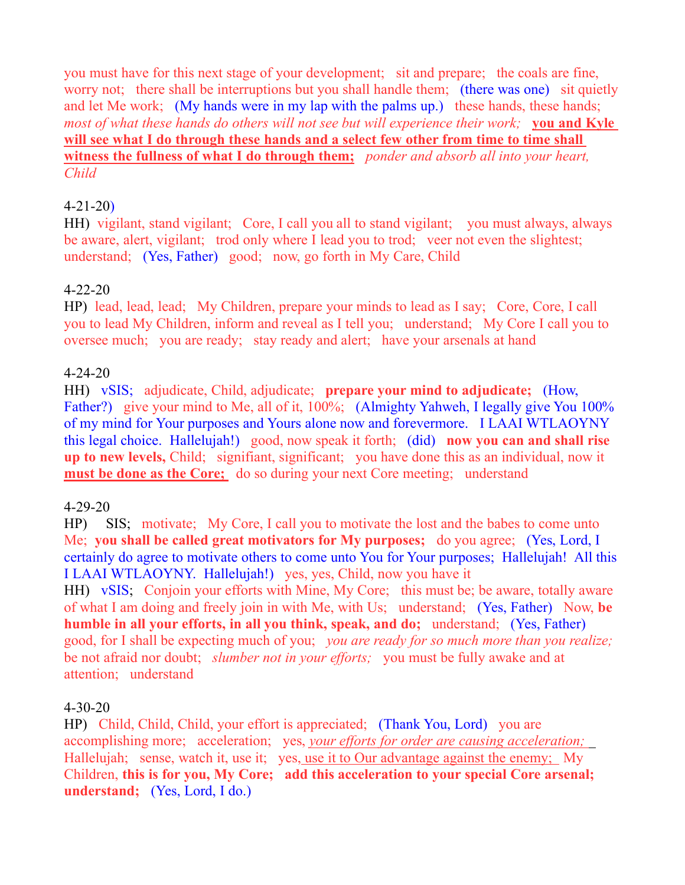you must have for this next stage of your development; sit and prepare; the coals are fine, worry not; there shall be interruptions but you shall handle them; (there was one) sit quietly and let Me work; (My hands were in my lap with the palms up.) these hands, these hands; *most of what these hands do others will not see but will experience their work;* **you and Kyle will see what I do through these hands and a select few other from time to time shall witness the fullness of what I do through them;** *ponder and absorb all into your heart, Child*

4-21-20)

HH) vigilant, stand vigilant; Core, I call you all to stand vigilant; you must always, always be aware, alert, vigilant; trod only where I lead you to trod; veer not even the slightest; understand; (Yes, Father) good; now, go forth in My Care, Child

4-22-20

HP) lead, lead, lead; My Children, prepare your minds to lead as I say; Core, Core, I call you to lead My Children, inform and reveal as I tell you; understand; My Core I call you to oversee much; you are ready; stay ready and alert; have your arsenals at hand

4-24-20

HH) vSIS; adjudicate, Child, adjudicate; **prepare your mind to adjudicate;** (How, Father?) give your mind to Me, all of it, 100%; (Almighty Yahweh, I legally give You 100% of my mind for Your purposes and Yours alone now and forevermore. I LAAI WTLAOYNY this legal choice. Hallelujah!) good, now speak it forth; (did) **now you can and shall rise up to new levels,** Child; signifiant, significant; you have done this as an individual, now it **must be done as the Core;** do so during your next Core meeting; understand

4-29-20

HP) SIS; motivate; My Core, I call you to motivate the lost and the babes to come unto Me; **you shall be called great motivators for My purposes;** do you agree; (Yes, Lord, I certainly do agree to motivate others to come unto You for Your purposes; Hallelujah! All this I LAAI WTLAOYNY. Hallelujah!) yes, yes, Child, now you have it

HH) vSIS; Conjoin your efforts with Mine, My Core; this must be; be aware, totally aware of what I am doing and freely join in with Me, with Us; understand; (Yes, Father) Now, **be humble in all your efforts, in all you think, speak, and do;** understand; (Yes, Father) good, for I shall be expecting much of you; *you are ready for so much more than you realize;* be not afraid nor doubt; *slumber not in your efforts;* you must be fully awake and at attention; understand

4-30-20

HP) Child, Child, Child, your effort is appreciated; (Thank You, Lord) you are accomplishing more; acceleration; yes, *your efforts for order are causing acceleration;* Hallelujah; sense, watch it, use it; yes, use it to Our advantage against the enemy; My Children, **this is for you, My Core; add this acceleration to your special Core arsenal; understand;** (Yes, Lord, I do.)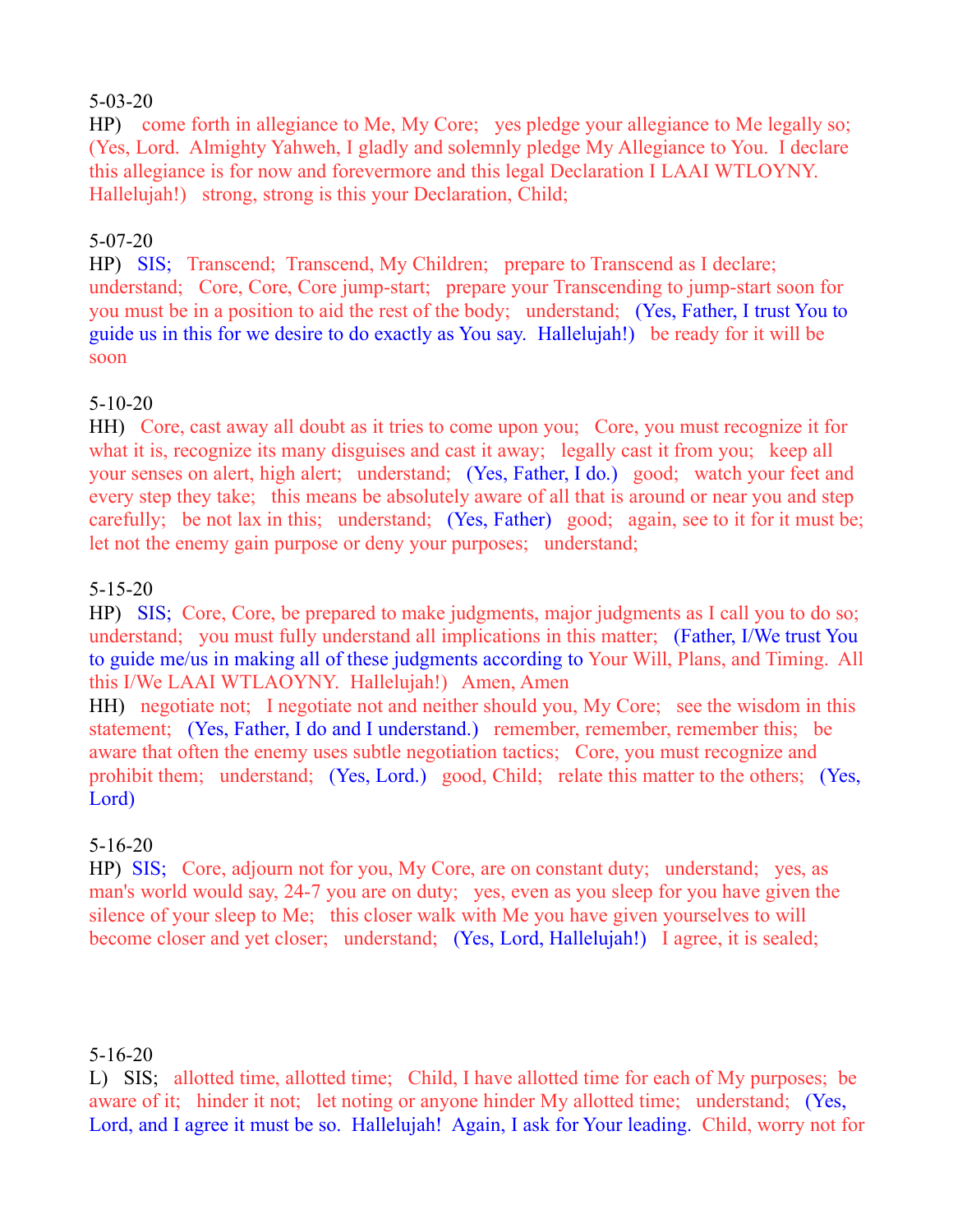5-03-20

HP) come forth in allegiance to Me, My Core; yes pledge your allegiance to Me legally so; (Yes, Lord. Almighty Yahweh, I gladly and solemnly pledge My Allegiance to You. I declare this allegiance is for now and forevermore and this legal Declaration I LAAI WTLOYNY. Hallelujah!) strong, strong is this your Declaration, Child;

5-07-20

HP) SIS; Transcend; Transcend, My Children; prepare to Transcend as I declare; understand; Core, Core, Core jump-start; prepare your Transcending to jump-start soon for you must be in a position to aid the rest of the body; understand; (Yes, Father, I trust You to guide us in this for we desire to do exactly as You say. Hallelujah!) be ready for it will be soon

5-10-20

HH) Core, cast away all doubt as it tries to come upon you; Core, you must recognize it for what it is, recognize its many disguises and cast it away; legally cast it from you; keep all your senses on alert, high alert; understand; (Yes, Father, I do.) good; watch your feet and every step they take; this means be absolutely aware of all that is around or near you and step carefully; be not lax in this; understand; (Yes, Father) good; again, see to it for it must be; let not the enemy gain purpose or deny your purposes; understand;

5-15-20

HP) SIS; Core, Core, be prepared to make judgments, major judgments as I call you to do so; understand; you must fully understand all implications in this matter; (Father, I/We trust You to guide me/us in making all of these judgments according to Your Will, Plans, and Timing. All this I/We LAAI WTLAOYNY. Hallelujah!) Amen, Amen

HH) negotiate not; I negotiate not and neither should you, My Core; see the wisdom in this statement; (Yes, Father, I do and I understand.) remember, remember, remember this; be aware that often the enemy uses subtle negotiation tactics; Core, you must recognize and prohibit them; understand; (Yes, Lord.) good, Child; relate this matter to the others; (Yes, Lord)

5-16-20

HP) SIS; Core, adjourn not for you, My Core, are on constant duty; understand; yes, as man's world would say, 24-7 you are on duty; yes, even as you sleep for you have given the silence of your sleep to Me; this closer walk with Me you have given yourselves to will become closer and yet closer; understand; (Yes, Lord, Hallelujah!) I agree, it is sealed;

5-16-20

L) SIS; allotted time, allotted time; Child, I have allotted time for each of My purposes; be aware of it; hinder it not; let noting or anyone hinder My allotted time; understand; (Yes, Lord, and I agree it must be so. Hallelujah! Again, I ask for Your leading. Child, worry not for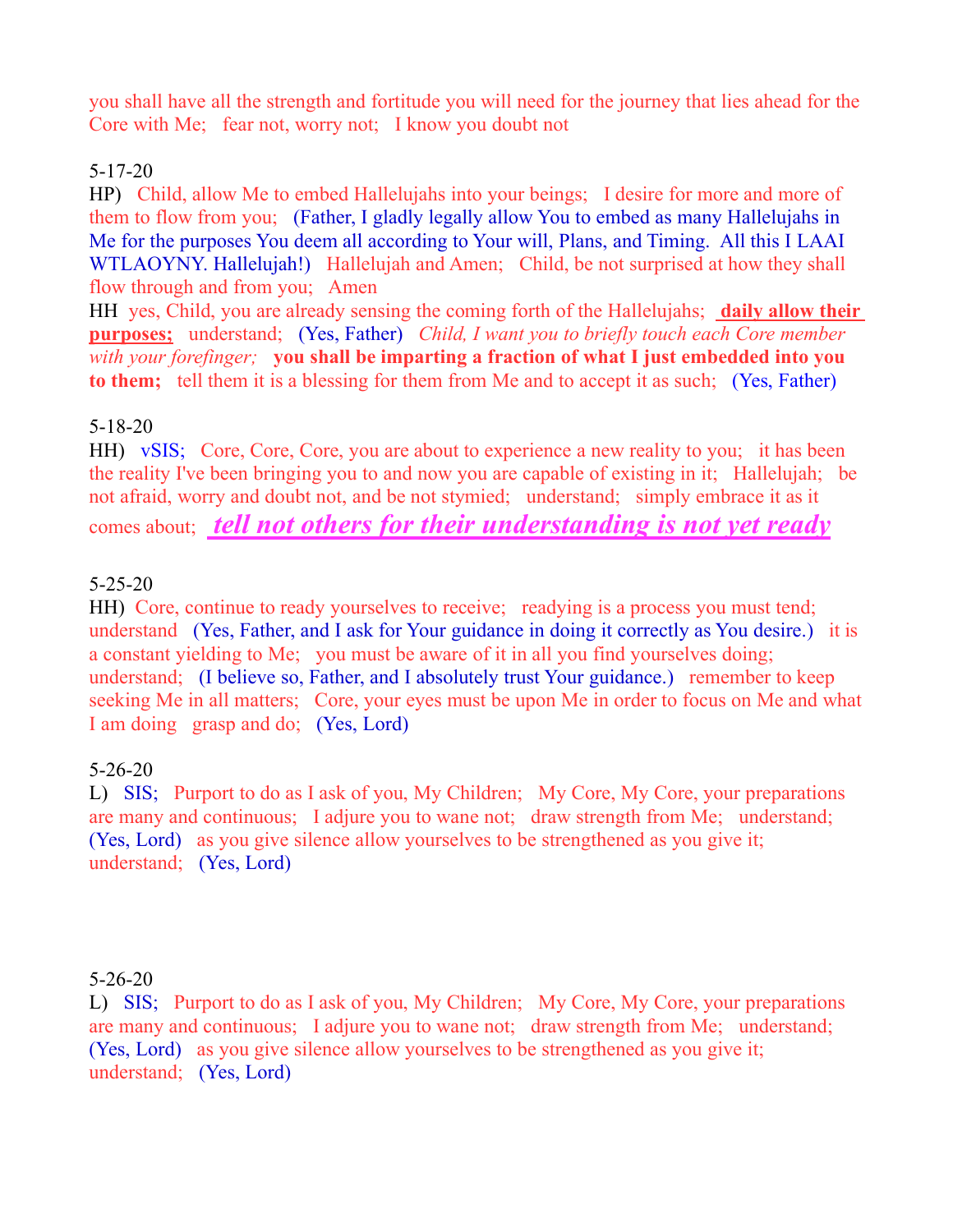you shall have all the strength and fortitude you will need for the journey that lies ahead for the Core with Me;   fear not, worry not;   I know you doubt not

5-17-20

HP)   Child, allow Me to embed Hallelujahs into your beings;   I desire for more and more of them to flow from you;   (Father, I gladly legally allow You to embed as many Hallelujahs in Me for the purposes You deem all according to Your will, Plans, and Timing.  All this I LAAI WTLAOYNY. Hallelujah!)   Hallelujah and Amen;   Child, be not surprised at how they shall flow through and from you;   Amen

HH  yes, Child, you are already sensing the coming forth of the Hallelujahs;   **daily allow their purposes;**   understand;   (Yes, Father)   *Child, I want you to briefly touch each Core member with your forefinger;*   **you shall be imparting a fraction of what I just embedded into you to them;**   tell them it is a blessing for them from Me and to accept it as such;   (Yes, Father)

5-18-20

HH)   vSIS;   Core, Core, Core, you are about to experience a new reality to you;   it has been the reality I've been bringing you to and now you are capable of existing in it;   Hallelujah;   be not afraid, worry and doubt not, and be not stymied;   understand;   simply embrace it as it comes about;   ***tell not others for their understanding is not yet ready***

5-25-20

HH)  Core, continue to ready yourselves to receive;   readying is a process you must tend; understand   (Yes, Father, and I ask for Your guidance in doing it correctly as You desire.)   it is a constant yielding to Me;   you must be aware of it in all you find yourselves doing; understand;   (I believe so, Father, and I absolutely trust Your guidance.)   remember to keep seeking Me in all matters;   Core, your eyes must be upon Me in order to focus on Me and what I am doing   grasp and do;   (Yes, Lord)

5-26-20

L)   SIS;   Purport to do as I ask of you, My Children;   My Core, My Core, your preparations are many and continuous;   I adjure you to wane not;   draw strength from Me;   understand; (Yes, Lord)   as you give silence allow yourselves to be strengthened as you give it; understand;   (Yes, Lord)

5-26-20

L)   SIS;   Purport to do as I ask of you, My Children;   My Core, My Core, your preparations are many and continuous;   I adjure you to wane not;   draw strength from Me;   understand; (Yes, Lord)   as you give silence allow yourselves to be strengthened as you give it; understand;   (Yes, Lord)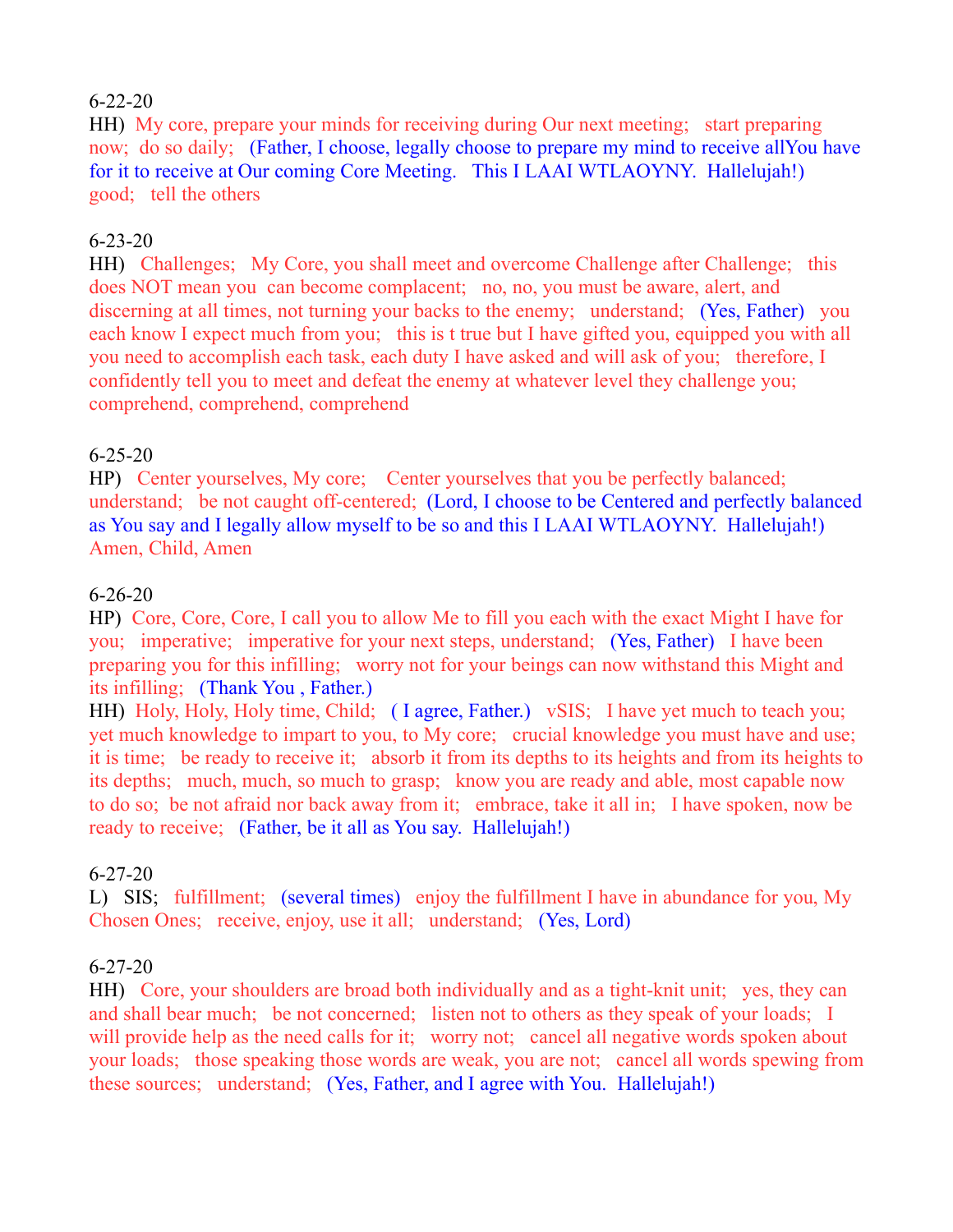6-22-20

HH) My core, prepare your minds for receiving during Our next meeting; start preparing now; do so daily; (Father, I choose, legally choose to prepare my mind to receive allYou have for it to receive at Our coming Core Meeting. This I LAAI WTLAOYNY. Hallelujah!) good; tell the others

6-23-20

HH) Challenges; My Core, you shall meet and overcome Challenge after Challenge; this does NOT mean you can become complacent; no, no, you must be aware, alert, and discerning at all times, not turning your backs to the enemy; understand; (Yes, Father) you each know I expect much from you; this is t true but I have gifted you, equipped you with all you need to accomplish each task, each duty I have asked and will ask of you; therefore, I confidently tell you to meet and defeat the enemy at whatever level they challenge you; comprehend, comprehend, comprehend

6-25-20

HP) Center yourselves, My core; Center yourselves that you be perfectly balanced; understand; be not caught off-centered; (Lord, I choose to be Centered and perfectly balanced as You say and I legally allow myself to be so and this I LAAI WTLAOYNY. Hallelujah!) Amen, Child, Amen

6-26-20

HP) Core, Core, Core, I call you to allow Me to fill you each with the exact Might I have for you; imperative; imperative for your next steps, understand; (Yes, Father) I have been preparing you for this infilling; worry not for your beings can now withstand this Might and its infilling; (Thank You , Father.)

HH) Holy, Holy, Holy time, Child; ( I agree, Father.) vSIS; I have yet much to teach you; yet much knowledge to impart to you, to My core; crucial knowledge you must have and use; it is time; be ready to receive it; absorb it from its depths to its heights and from its heights to its depths; much, much, so much to grasp; know you are ready and able, most capable now to do so; be not afraid nor back away from it; embrace, take it all in; I have spoken, now be ready to receive; (Father, be it all as You say. Hallelujah!)

6-27-20

L) SIS; fulfillment; (several times) enjoy the fulfillment I have in abundance for you, My Chosen Ones; receive, enjoy, use it all; understand; (Yes, Lord)

6-27-20

HH) Core, your shoulders are broad both individually and as a tight-knit unit; yes, they can and shall bear much; be not concerned; listen not to others as they speak of your loads; I will provide help as the need calls for it; worry not; cancel all negative words spoken about your loads; those speaking those words are weak, you are not; cancel all words spewing from these sources; understand; (Yes, Father, and I agree with You. Hallelujah!)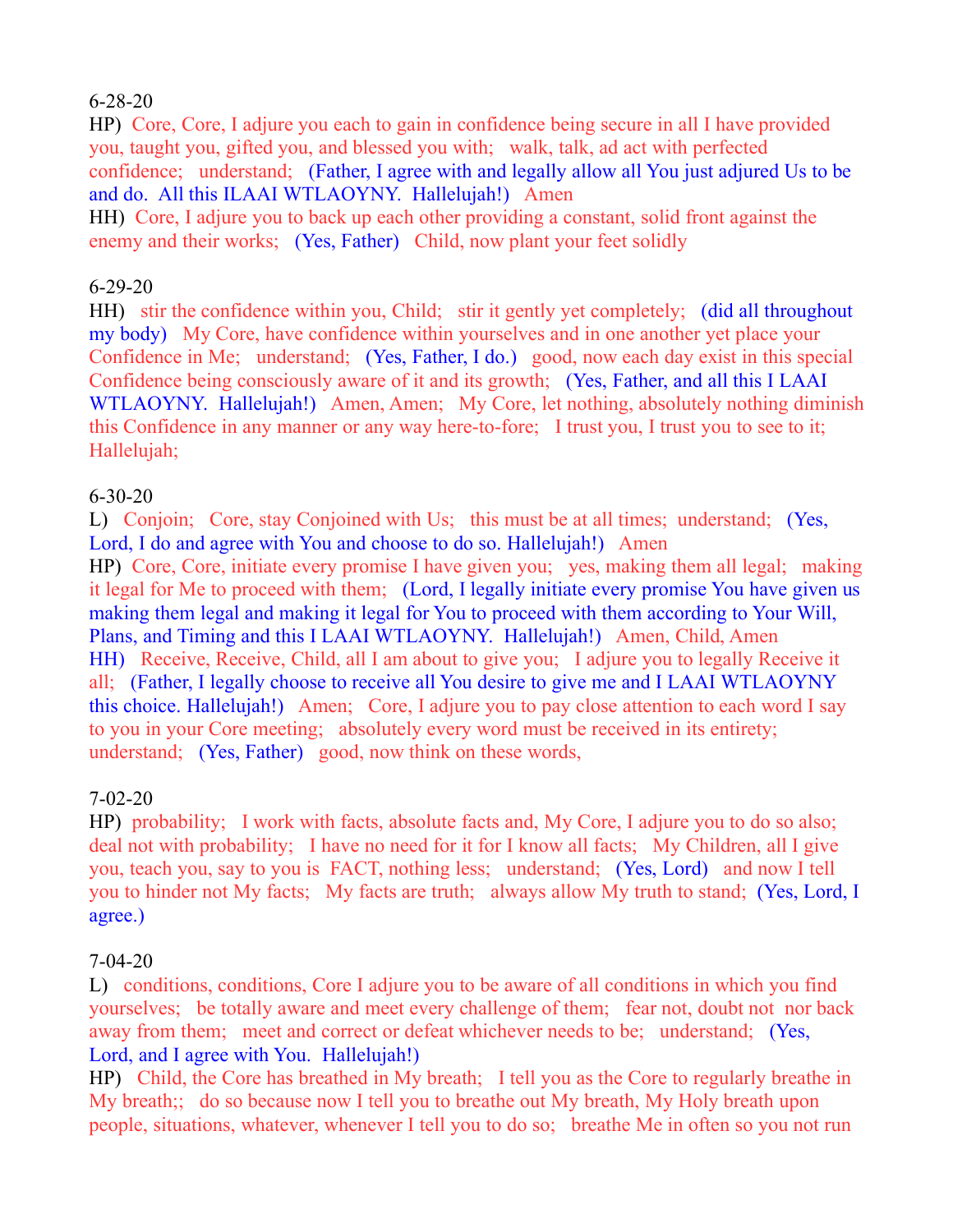6-28-20

HP)  Core, Core, I adjure you each to gain in confidence being secure in all I have provided you, taught you, gifted you, and blessed you with;   walk, talk, ad act with perfected confidence;   understand;   (Father, I agree with and legally allow all You just adjured Us to be and do.  All this ILAAI WTLAOYNY.  Hallelujah!)   Amen

HH)  Core, I adjure you to back up each other providing a constant, solid front against the enemy and their works;   (Yes, Father)   Child, now plant your feet solidly

6-29-20

HH)   stir the confidence within you, Child;   stir it gently yet completely;   (did all throughout my body)   My Core, have confidence within yourselves and in one another yet place your Confidence in Me;   understand;   (Yes, Father, I do.)   good, now each day exist in this special Confidence being consciously aware of it and its growth;   (Yes, Father, and all this I LAAI WTLAOYNY.  Hallelujah!)   Amen, Amen;   My Core, let nothing, absolutely nothing diminish this Confidence in any manner or any way here-to-fore;   I trust you, I trust you to see to it; Hallelujah;

6-30-20

L)   Conjoin;   Core, stay Conjoined with Us;   this must be at all times;  understand;   (Yes, Lord, I do and agree with You and choose to do so. Hallelujah!)   Amen

HP)  Core, Core, initiate every promise I have given you;   yes, making them all legal;   making it legal for Me to proceed with them;   (Lord, I legally initiate every promise You have given us making them legal and making it legal for You to proceed with them according to Your Will, Plans, and Timing and this I LAAI WTLAOYNY.  Hallelujah!)   Amen, Child, Amen

HH)   Receive, Receive, Child, all I am about to give you;   I adjure you to legally Receive it all;   (Father, I legally choose to receive all You desire to give me and I LAAI WTLAOYNY this choice. Hallelujah!)   Amen;   Core, I adjure you to pay close attention to each word I say to you in your Core meeting;   absolutely every word must be received in its entirety; understand;   (Yes, Father)   good, now think on these words,

7-02-20

HP)  probability;   I work with facts, absolute facts and, My Core, I adjure you to do so also; deal not with probability;   I have no need for it for I know all facts;   My Children, all I give you, teach you, say to you is  FACT, nothing less;   understand;   (Yes, Lord)   and now I tell you to hinder not My facts;   My facts are truth;   always allow My truth to stand;  (Yes, Lord, I agree.)

7-04-20

L)   conditions, conditions, Core I adjure you to be aware of all conditions in which you find yourselves;   be totally aware and meet every challenge of them;   fear not, doubt not  nor back away from them;   meet and correct or defeat whichever needs to be;   understand;   (Yes, Lord, and I agree with You.  Hallelujah!)

HP)   Child, the Core has breathed in My breath;   I tell you as the Core to regularly breathe in My breath;;   do so because now I tell you to breathe out My breath, My Holy breath upon people, situations, whatever, whenever I tell you to do so;   breathe Me in often so you not run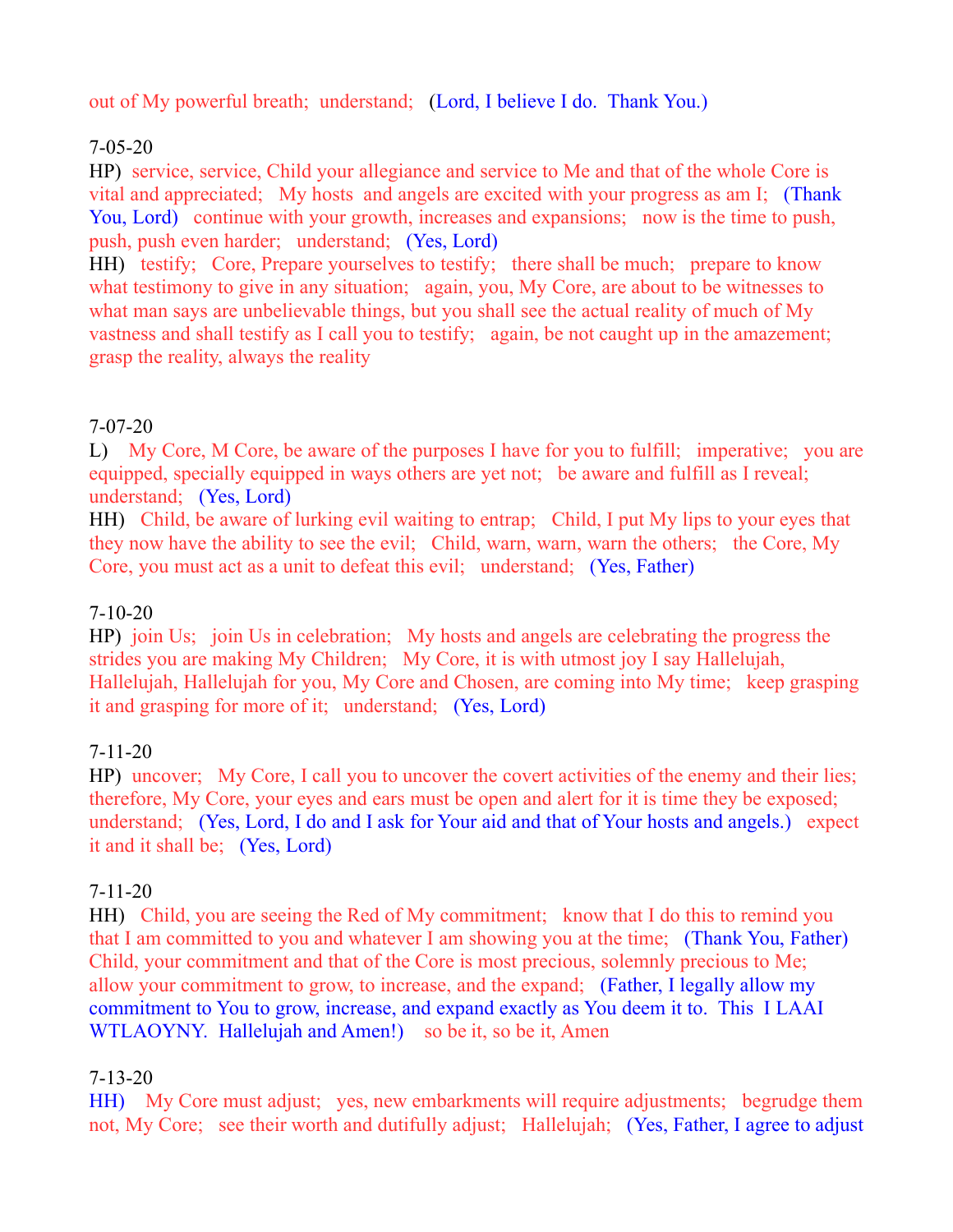out of My powerful breath; understand; (Lord, I believe I do. Thank You.)

7-05-20
HP) service, service, Child your allegiance and service to Me and that of the whole Core is vital and appreciated; My hosts and angels are excited with your progress as am I; (Thank You, Lord) continue with your growth, increases and expansions; now is the time to push, push, push even harder; understand; (Yes, Lord)
HH) testify; Core, Prepare yourselves to testify; there shall be much; prepare to know what testimony to give in any situation; again, you, My Core, are about to be witnesses to what man says are unbelievable things, but you shall see the actual reality of much of My vastness and shall testify as I call you to testify; again, be not caught up in the amazement; grasp the reality, always the reality

7-07-20
L) My Core, M Core, be aware of the purposes I have for you to fulfill; imperative; you are equipped, specially equipped in ways others are yet not; be aware and fulfill as I reveal; understand; (Yes, Lord)
HH) Child, be aware of lurking evil waiting to entrap; Child, I put My lips to your eyes that they now have the ability to see the evil; Child, warn, warn, warn the others; the Core, My Core, you must act as a unit to defeat this evil; understand; (Yes, Father)

7-10-20
HP) join Us; join Us in celebration; My hosts and angels are celebrating the progress the strides you are making My Children; My Core, it is with utmost joy I say Hallelujah, Hallelujah, Hallelujah for you, My Core and Chosen, are coming into My time; keep grasping it and grasping for more of it; understand; (Yes, Lord)

7-11-20
HP) uncover; My Core, I call you to uncover the covert activities of the enemy and their lies; therefore, My Core, your eyes and ears must be open and alert for it is time they be exposed; understand; (Yes, Lord, I do and I ask for Your aid and that of Your hosts and angels.) expect it and it shall be; (Yes, Lord)

7-11-20
HH) Child, you are seeing the Red of My commitment; know that I do this to remind you that I am committed to you and whatever I am showing you at the time; (Thank You, Father) Child, your commitment and that of the Core is most precious, solemnly precious to Me; allow your commitment to grow, to increase, and the expand; (Father, I legally allow my commitment to You to grow, increase, and expand exactly as You deem it to. This I LAAI WTLAOYNY. Hallelujah and Amen!) so be it, so be it, Amen

7-13-20
HH) My Core must adjust; yes, new embarkments will require adjustments; begrudge them not, My Core; see their worth and dutifully adjust; Hallelujah; (Yes, Father, I agree to adjust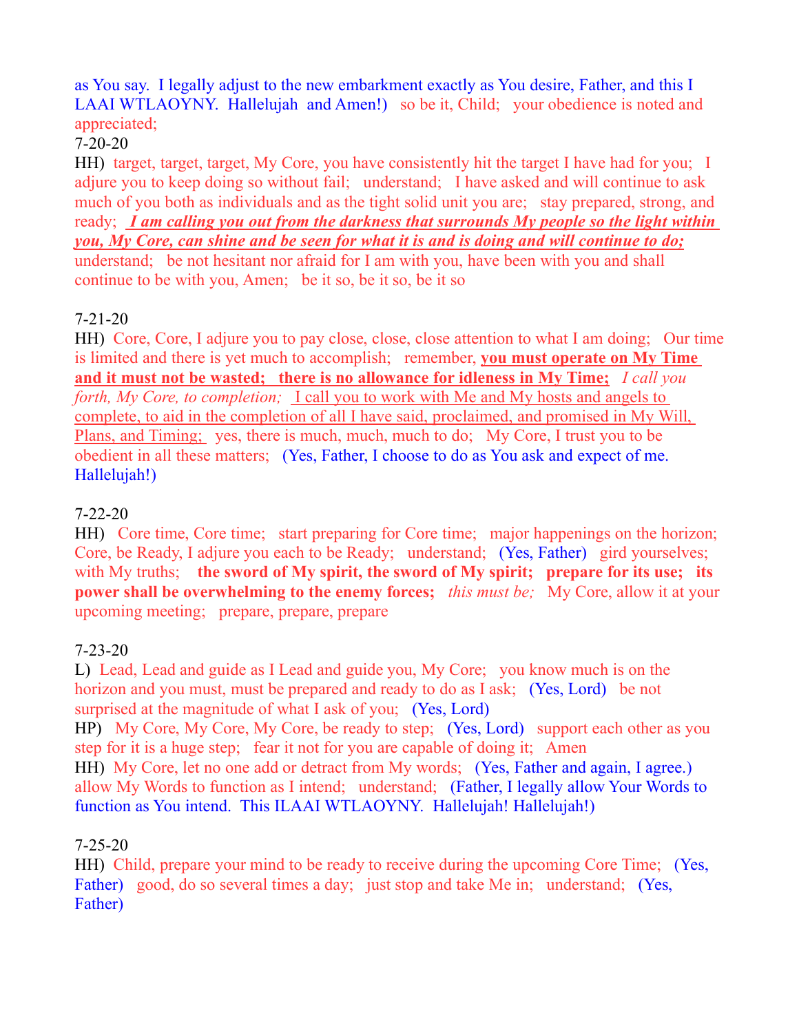as You say.  I legally adjust to the new embarkment exactly as You desire, Father, and this I LAAI WTLAOYNY.  Hallelujah  and Amen!)   so be it, Child;   your obedience is noted and appreciated;

7-20-20

HH)  target, target, target, My Core, you have consistently hit the target I have had for you;   I adjure you to keep doing so without fail;   understand;   I have asked and will continue to ask much of you both as individuals and as the tight solid unit you are;   stay prepared, strong, and ready;   ***I am calling you out from the darkness that surrounds My people so the light within you, My Core, can shine and be seen for what it is and is doing and will continue to do;***   understand;   be not hesitant nor afraid for I am with you, have been with you and shall continue to be with you, Amen;   be it so, be it so, be it so

7-21-20

HH)  Core, Core, I adjure you to pay close, close, close attention to what I am doing;   Our time is limited and there is yet much to accomplish;   remember, **you must operate on My Time and it must not be wasted;   there is no allowance for idleness in My Time;**   *I call you forth, My Core, to completion;*   I call you to work with Me and My hosts and angels to complete, to aid in the completion of all I have said, proclaimed, and promised in My Will, Plans, and Timing;   yes, there is much, much, much to do;   My Core, I trust you to be obedient in all these matters;   (Yes, Father, I choose to do as You ask and expect of me. Hallelujah!)

7-22-20

HH)   Core time, Core time;   start preparing for Core time;   major happenings on the horizon; Core, be Ready, I adjure you each to be Ready;   understand;   (Yes, Father)   gird yourselves; with My truths;   **the sword of My spirit, the sword of My spirit;   prepare for its use;   its power shall be overwhelming to the enemy forces;**   *this must be;*   My Core, allow it at your upcoming meeting;   prepare, prepare, prepare

7-23-20

L)  Lead, Lead and guide as I Lead and guide you, My Core;   you know much is on the horizon and you must, must be prepared and ready to do as I ask;   (Yes, Lord)   be not surprised at the magnitude of what I ask of you;   (Yes, Lord)

HP)   My Core, My Core, My Core, be ready to step;   (Yes, Lord)   support each other as you step for it is a huge step;   fear it not for you are capable of doing it;   Amen

HH)  My Core, let no one add or detract from My words;   (Yes, Father and again, I agree.) allow My Words to function as I intend;   understand;   (Father, I legally allow Your Words to function as You intend.  This ILAAI WTLAOYNY.  Hallelujah! Hallelujah!)

7-25-20

HH)  Child, prepare your mind to be ready to receive during the upcoming Core Time;   (Yes, Father)   good, do so several times a day;   just stop and take Me in;   understand;   (Yes, Father)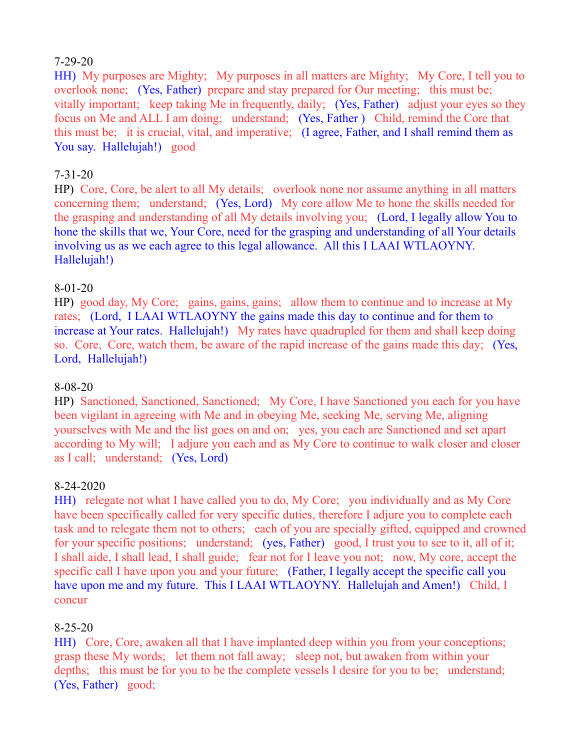7-29-20

HH) My purposes are Mighty; My purposes in all matters are Mighty; My Core, I tell you to overlook none; (Yes, Father) prepare and stay prepared for Our meeting; this must be; vitally important; keep taking Me in frequently, daily; (Yes, Father) adjust your eyes so they focus on Me and ALL I am doing; understand; (Yes, Father ) Child, remind the Core that this must be; it is crucial, vital, and imperative; (I agree, Father, and I shall remind them as You say. Hallelujah!) good

7-31-20

HP) Core, Core, be alert to all My details; overlook none nor assume anything in all matters concerning them; understand; (Yes, Lord) My core allow Me to hone the skills needed for the grasping and understanding of all My details involving you; (Lord, I legally allow You to hone the skills that we, Your Core, need for the grasping and understanding of all Your details involving us as we each agree to this legal allowance. All this I LAAI WTLAOYNY. Hallelujah!)

8-01-20

HP) good day, My Core; gains, gains, gains; allow them to continue and to increase at My rates; (Lord, I LAAI WTLAOYNY the gains made this day to continue and for them to increase at Your rates. Hallelujah!) My rates have quadrupled for them and shall keep doing so. Core, Core, watch them, be aware of the rapid increase of the gains made this day; (Yes, Lord, Hallelujah!)

8-08-20

HP) Sanctioned, Sanctioned, Sanctioned; My Core, I have Sanctioned you each for you have been vigilant in agreeing with Me and in obeying Me, seeking Me, serving Me, aligning yourselves with Me and the list goes on and on; yes, you each are Sanctioned and set apart according to My will; I adjure you each and as My Core to continue to walk closer and closer as I call; understand; (Yes, Lord)

8-24-2020

HH) relegate not what I have called you to do, My Core; you individually and as My Core have been specifically called for very specific duties, therefore I adjure you to complete each task and to relegate them not to others; each of you are specially gifted, equipped and crowned for your specific positions; understand; (yes, Father) good, I trust you to see to it, all of it; I shall aide, I shall lead, I shall guide; fear not for I leave you not; now, My core, accept the specific call I have upon you and your future; (Father, I legally accept the specific call you have upon me and my future. This I LAAI WTLAOYNY. Hallelujah and Amen!) Child, I concur

8-25-20

HH) Core, Core, awaken all that I have implanted deep within you from your conceptions; grasp these My words; let them not fall away; sleep not, but awaken from within your depths; this must be for you to be the complete vessels I desire for you to be; understand; (Yes, Father) good;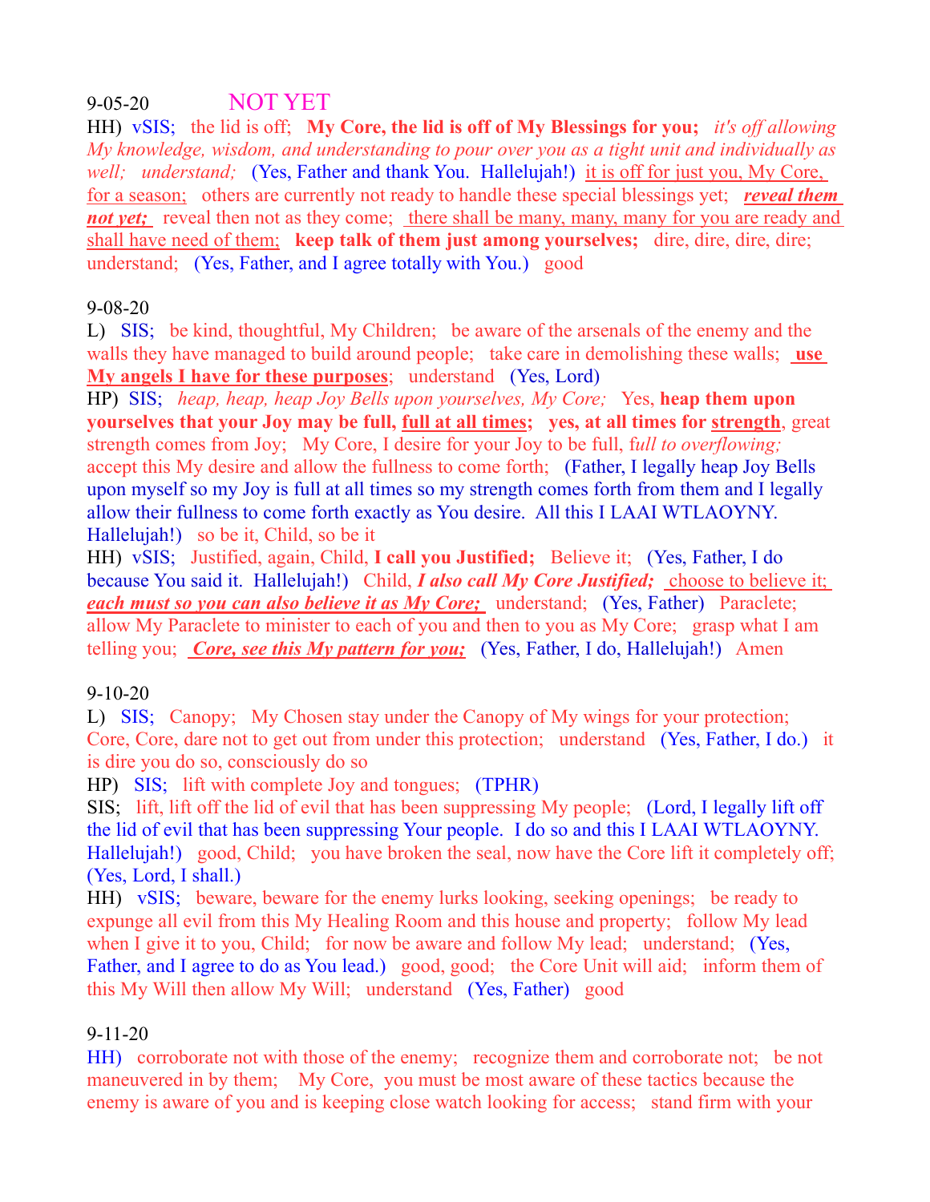9-05-20 NOT YET

HH) vSIS; the lid is off; **My Core, the lid is off of My Blessings for you;** *it's off allowing My knowledge, wisdom, and understanding to pour over you as a tight unit and individually as well; understand;* (Yes, Father and thank You. Hallelujah!) it is off for just you, My Core, for a season; others are currently not ready to handle these special blessings yet; ***reveal them not yet;*** reveal then not as they come; there shall be many, many, many for you are ready and shall have need of them; **keep talk of them just among yourselves;** dire, dire, dire, dire; understand; (Yes, Father, and I agree totally with You.) good

9-08-20

L) SIS; be kind, thoughtful, My Children; be aware of the arsenals of the enemy and the walls they have managed to build around people; take care in demolishing these walls; **use My angels I have for these purposes**; understand (Yes, Lord)

HP) SIS; *heap, heap, heap Joy Bells upon yourselves, My Core;* Yes, **heap them upon yourselves that your Joy may be full, full at all times; yes, at all times for strength**, great strength comes from Joy; My Core, I desire for your Joy to be full, f*ull to overflowing;* accept this My desire and allow the fullness to come forth; (Father, I legally heap Joy Bells upon myself so my Joy is full at all times so my strength comes forth from them and I legally allow their fullness to come forth exactly as You desire. All this I LAAI WTLAOYNY. Hallelujah!) so be it, Child, so be it

HH) vSIS; Justified, again, Child, **I call you Justified;** Believe it; (Yes, Father, I do because You said it. Hallelujah!) Child, ***I also call My Core Justified;*** choose to believe it; ***each must so you can also believe it as My Core;*** understand; (Yes, Father) Paraclete; allow My Paraclete to minister to each of you and then to you as My Core; grasp what I am telling you; ***Core, see this My pattern for you;*** (Yes, Father, I do, Hallelujah!) Amen

9-10-20

L) SIS; Canopy; My Chosen stay under the Canopy of My wings for your protection; Core, Core, dare not to get out from under this protection; understand (Yes, Father, I do.) it is dire you do so, consciously do so

HP) SIS; lift with complete Joy and tongues; (TPHR)

SIS; lift, lift off the lid of evil that has been suppressing My people; (Lord, I legally lift off the lid of evil that has been suppressing Your people. I do so and this I LAAI WTLAOYNY. Hallelujah!) good, Child; you have broken the seal, now have the Core lift it completely off; (Yes, Lord, I shall.)

HH) vSIS; beware, beware for the enemy lurks looking, seeking openings; be ready to expunge all evil from this My Healing Room and this house and property; follow My lead when I give it to you, Child; for now be aware and follow My lead; understand; (Yes, Father, and I agree to do as You lead.) good, good; the Core Unit will aid; inform them of this My Will then allow My Will; understand (Yes, Father) good

9-11-20

HH) corroborate not with those of the enemy; recognize them and corroborate not; be not maneuvered in by them; My Core, you must be most aware of these tactics because the enemy is aware of you and is keeping close watch looking for access; stand firm with your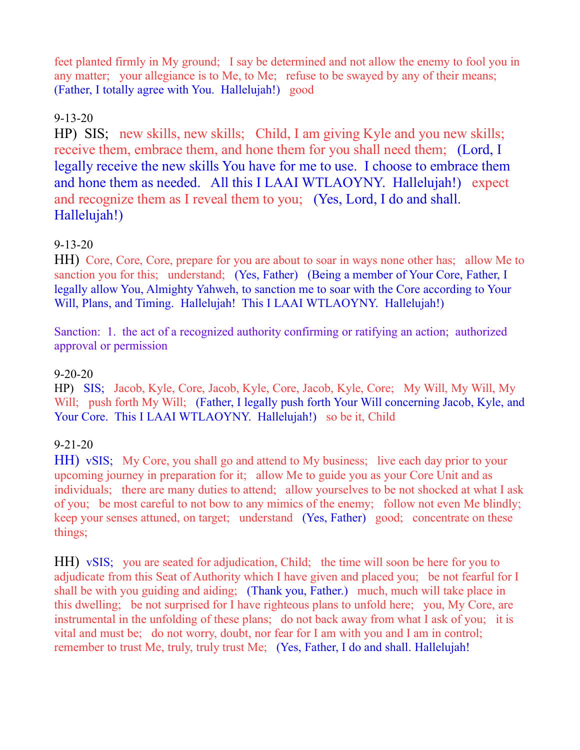feet planted firmly in My ground; I say be determined and not allow the enemy to fool you in any matter; your allegiance is to Me, to Me; refuse to be swayed by any of their means; (Father, I totally agree with You. Hallelujah!) good

9-13-20

HP) SIS; new skills, new skills; Child, I am giving Kyle and you new skills; receive them, embrace them, and hone them for you shall need them; (Lord, I legally receive the new skills You have for me to use. I choose to embrace them and hone them as needed. All this I LAAI WTLAOYNY. Hallelujah!) expect and recognize them as I reveal them to you; (Yes, Lord, I do and shall. Hallelujah!)

9-13-20

HH) Core, Core, Core, prepare for you are about to soar in ways none other has; allow Me to sanction you for this; understand; (Yes, Father) (Being a member of Your Core, Father, I legally allow You, Almighty Yahweh, to sanction me to soar with the Core according to Your Will, Plans, and Timing. Hallelujah! This I LAAI WTLAOYNY. Hallelujah!)

Sanction: 1. the act of a recognized authority confirming or ratifying an action; authorized approval or permission

9-20-20

HP) SIS; Jacob, Kyle, Core, Jacob, Kyle, Core, Jacob, Kyle, Core; My Will, My Will, My Will; push forth My Will; (Father, I legally push forth Your Will concerning Jacob, Kyle, and Your Core. This I LAAI WTLAOYNY. Hallelujah!) so be it, Child

9-21-20

HH) vSIS; My Core, you shall go and attend to My business; live each day prior to your upcoming journey in preparation for it; allow Me to guide you as your Core Unit and as individuals; there are many duties to attend; allow yourselves to be not shocked at what I ask of you; be most careful to not bow to any mimics of the enemy; follow not even Me blindly; keep your senses attuned, on target; understand (Yes, Father) good; concentrate on these things;

HH) vSIS; you are seated for adjudication, Child; the time will soon be here for you to adjudicate from this Seat of Authority which I have given and placed you; be not fearful for I shall be with you guiding and aiding; (Thank you, Father.) much, much will take place in this dwelling; be not surprised for I have righteous plans to unfold here; you, My Core, are instrumental in the unfolding of these plans; do not back away from what I ask of you; it is vital and must be; do not worry, doubt, nor fear for I am with you and I am in control; remember to trust Me, truly, truly trust Me; (Yes, Father, I do and shall. Hallelujah!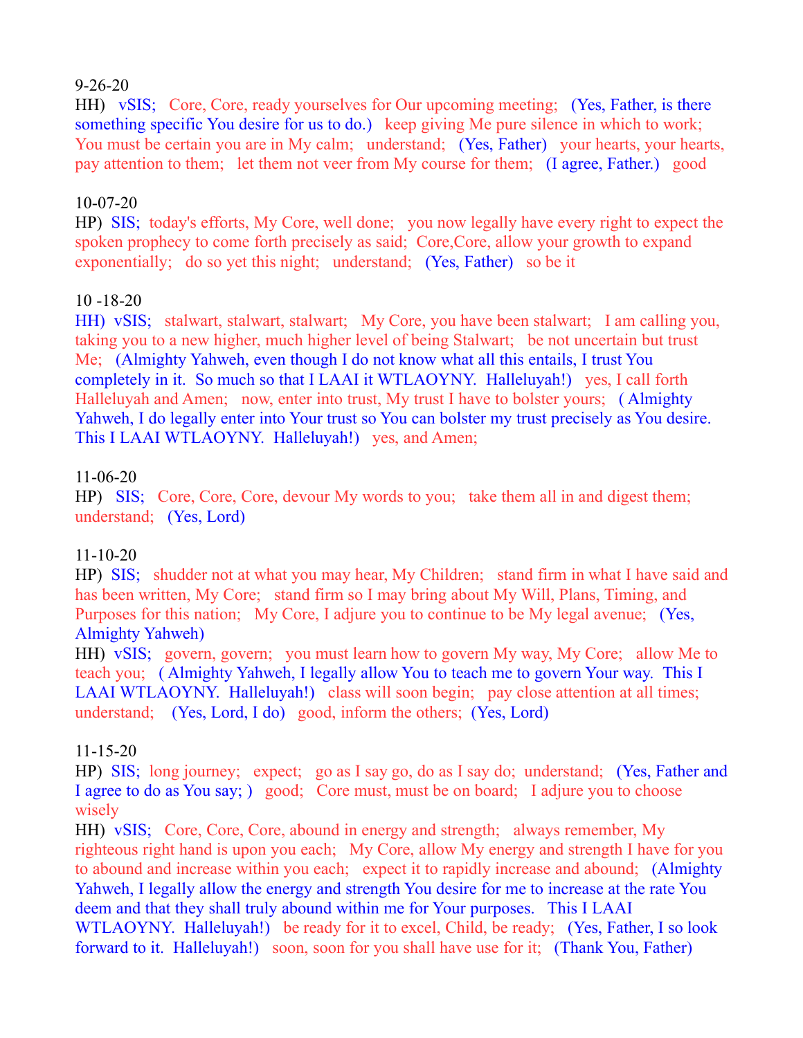9-26-20
HH) vSIS; Core, Core, ready yourselves for Our upcoming meeting; (Yes, Father, is there something specific You desire for us to do.) keep giving Me pure silence in which to work; You must be certain you are in My calm; understand; (Yes, Father) your hearts, your hearts, pay attention to them; let them not veer from My course for them; (I agree, Father.) good

10-07-20
HP) SIS; today's efforts, My Core, well done; you now legally have every right to expect the spoken prophecy to come forth precisely as said; Core,Core, allow your growth to expand exponentially; do so yet this night; understand; (Yes, Father) so be it

10 -18-20
HH) vSIS; stalwart, stalwart, stalwart; My Core, you have been stalwart; I am calling you, taking you to a new higher, much higher level of being Stalwart; be not uncertain but trust Me; (Almighty Yahweh, even though I do not know what all this entails, I trust You completely in it. So much so that I LAAI it WTLAOYNY. Halleluyah!) yes, I call forth Halleluyah and Amen; now, enter into trust, My trust I have to bolster yours; ( Almighty Yahweh, I do legally enter into Your trust so You can bolster my trust precisely as You desire. This I LAAI WTLAOYNY. Halleluyah!) yes, and Amen;

11-06-20
HP) SIS; Core, Core, Core, devour My words to you; take them all in and digest them; understand; (Yes, Lord)

11-10-20
HP) SIS; shudder not at what you may hear, My Children; stand firm in what I have said and has been written, My Core; stand firm so I may bring about My Will, Plans, Timing, and Purposes for this nation; My Core, I adjure you to continue to be My legal avenue; (Yes, Almighty Yahweh)
HH) vSIS; govern, govern; you must learn how to govern My way, My Core; allow Me to teach you; ( Almighty Yahweh, I legally allow You to teach me to govern Your way. This I LAAI WTLAOYNY. Halleluyah!) class will soon begin; pay close attention at all times; understand; (Yes, Lord, I do) good, inform the others; (Yes, Lord)

11-15-20
HP) SIS; long journey; expect; go as I say go, do as I say do; understand; (Yes, Father and I agree to do as You say; ) good; Core must, must be on board; I adjure you to choose wisely
HH) vSIS; Core, Core, Core, abound in energy and strength; always remember, My righteous right hand is upon you each; My Core, allow My energy and strength I have for you to abound and increase within you each; expect it to rapidly increase and abound; (Almighty Yahweh, I legally allow the energy and strength You desire for me to increase at the rate You deem and that they shall truly abound within me for Your purposes. This I LAAI WTLAOYNY. Halleluyah!) be ready for it to excel, Child, be ready; (Yes, Father, I so look forward to it. Halleluyah!) soon, soon for you shall have use for it; (Thank You, Father)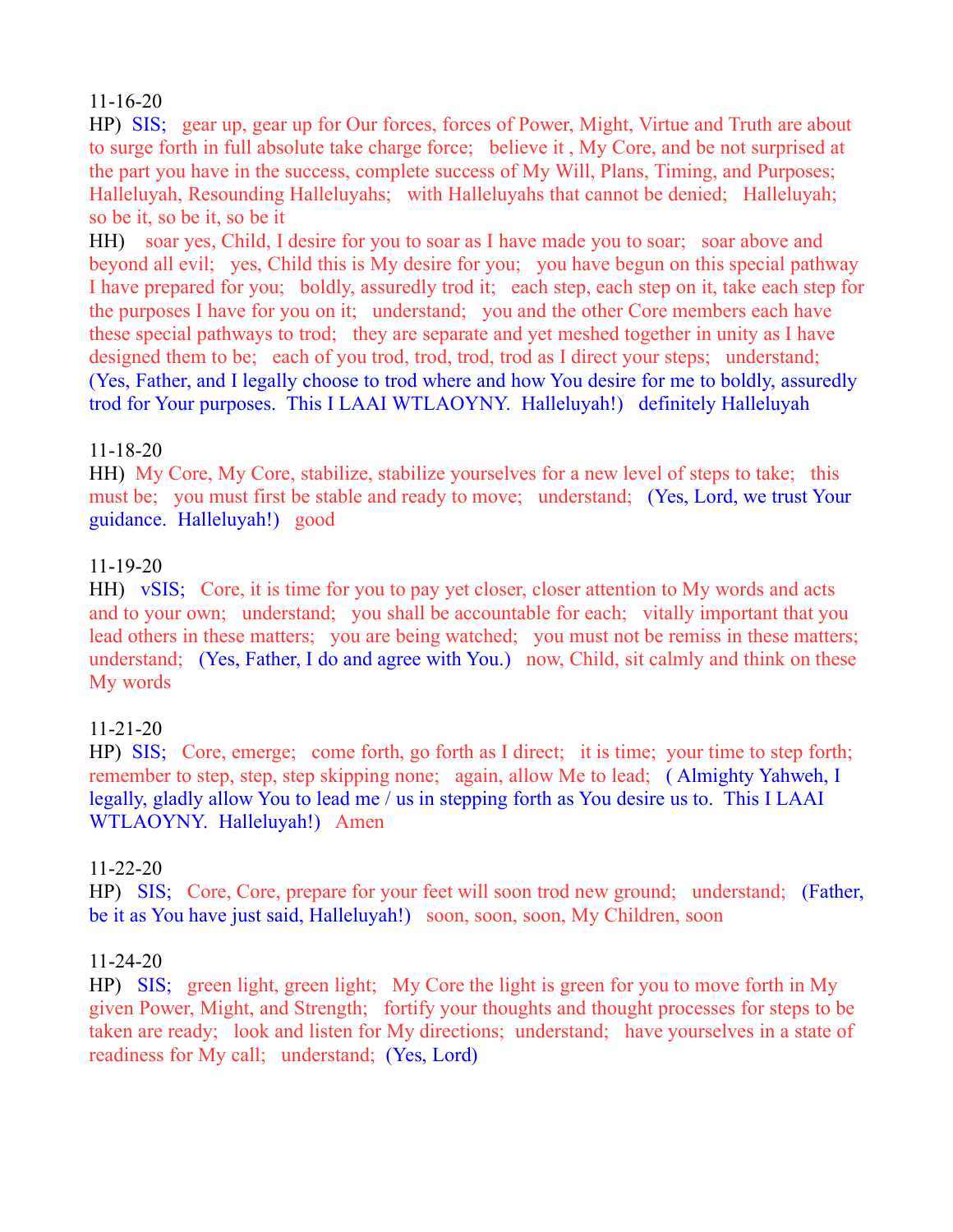11-16-20

HP)  SIS;   gear up, gear up for Our forces, forces of Power, Might, Virtue and Truth are about to surge forth in full absolute take charge force;   believe it , My Core, and be not surprised at the part you have in the success, complete success of My Will, Plans, Timing, and Purposes; Halleluyah, Resounding Halleluyahs;   with Halleluyahs that cannot be denied;   Halleluyah; so be it, so be it, so be it

HH)   soar yes, Child, I desire for you to soar as I have made you to soar;   soar above and beyond all evil;   yes, Child this is My desire for you;   you have begun on this special pathway I have prepared for you;   boldly, assuredly trod it;   each step, each step on it, take each step for the purposes I have for you on it;   understand;   you and the other Core members each have these special pathways to trod;   they are separate and yet meshed together in unity as I have designed them to be;   each of you trod, trod, trod, trod as I direct your steps;   understand; (Yes, Father, and I legally choose to trod where and how You desire for me to boldly, assuredly trod for Your purposes.  This I LAAI WTLAOYNY.  Halleluyah!)   definitely Halleluyah

11-18-20

HH)  My Core, My Core, stabilize, stabilize yourselves for a new level of steps to take;   this must be;   you must first be stable and ready to move;   understand;   (Yes, Lord, we trust Your guidance.  Halleluyah!)   good

11-19-20

HH)   vSIS;   Core, it is time for you to pay yet closer, closer attention to My words and acts and to your own;   understand;   you shall be accountable for each;   vitally important that you lead others in these matters;   you are being watched;   you must not be remiss in these matters; understand;   (Yes, Father, I do and agree with You.)   now, Child, sit calmly and think on these My words

11-21-20

HP)  SIS;   Core, emerge;   come forth, go forth as I direct;   it is time;  your time to step forth; remember to step, step, step skipping none;   again, allow Me to lead;   ( Almighty Yahweh, I legally, gladly allow You to lead me / us in stepping forth as You desire us to.  This I LAAI WTLAOYNY.  Halleluyah!)   Amen

11-22-20

HP)   SIS;   Core, Core, prepare for your feet will soon trod new ground;   understand;   (Father, be it as You have just said, Halleluyah!)   soon, soon, soon, My Children, soon

11-24-20

HP)   SIS;   green light, green light;   My Core the light is green for you to move forth in My given Power, Might, and Strength;   fortify your thoughts and thought processes for steps to be taken are ready;   look and listen for My directions;  understand;   have yourselves in a state of readiness for My call;   understand;  (Yes, Lord)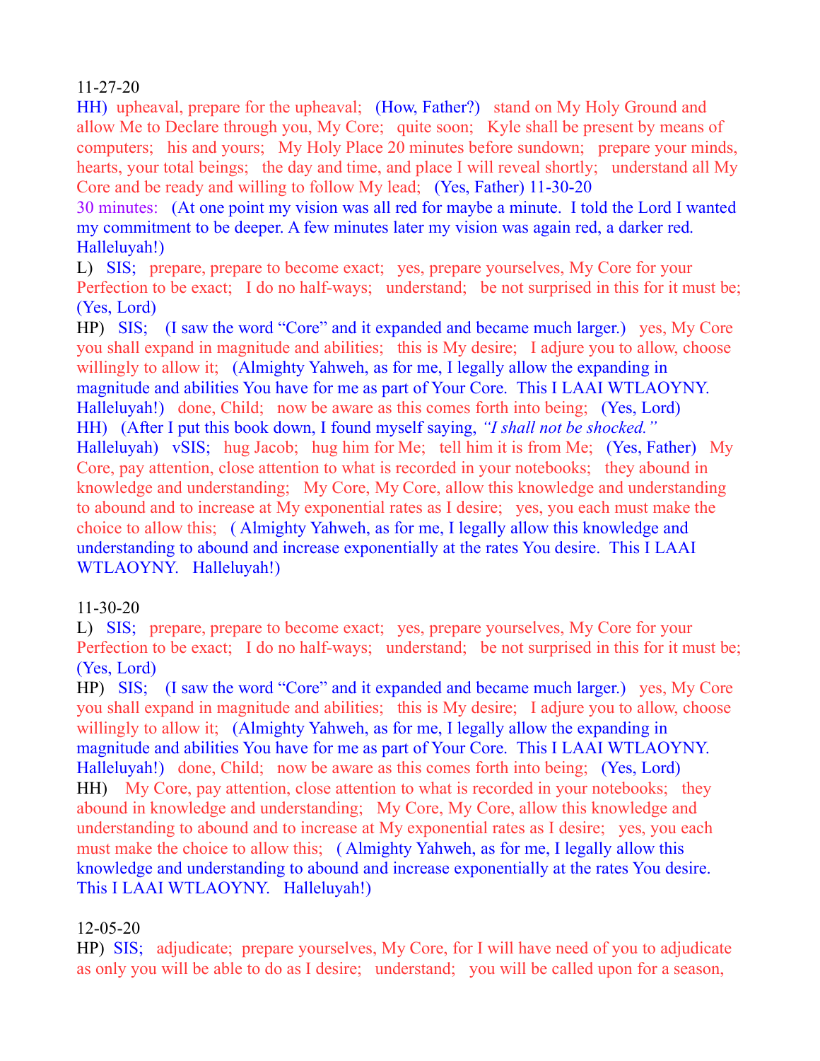11-27-20

HH) upheaval, prepare for the upheaval; (How, Father?) stand on My Holy Ground and allow Me to Declare through you, My Core; quite soon; Kyle shall be present by means of computers; his and yours; My Holy Place 20 minutes before sundown; prepare your minds, hearts, your total beings; the day and time, and place I will reveal shortly; understand all My Core and be ready and willing to follow My lead; (Yes, Father) 11-30-20

30 minutes: (At one point my vision was all red for maybe a minute. I told the Lord I wanted my commitment to be deeper. A few minutes later my vision was again red, a darker red. Halleluyah!)

L) SIS; prepare, prepare to become exact; yes, prepare yourselves, My Core for your Perfection to be exact; I do no half-ways; understand; be not surprised in this for it must be; (Yes, Lord)

HP) SIS; (I saw the word "Core" and it expanded and became much larger.) yes, My Core you shall expand in magnitude and abilities; this is My desire; I adjure you to allow, choose willingly to allow it; (Almighty Yahweh, as for me, I legally allow the expanding in magnitude and abilities You have for me as part of Your Core. This I LAAI WTLAOYNY. Halleluyah!) done, Child; now be aware as this comes forth into being; (Yes, Lord)

HH) (After I put this book down, I found myself saying, *"I shall not be shocked."* Halleluyah) vSIS; hug Jacob; hug him for Me; tell him it is from Me; (Yes, Father) My Core, pay attention, close attention to what is recorded in your notebooks; they abound in knowledge and understanding; My Core, My Core, allow this knowledge and understanding to abound and to increase at My exponential rates as I desire; yes, you each must make the choice to allow this; ( Almighty Yahweh, as for me, I legally allow this knowledge and understanding to abound and increase exponentially at the rates You desire. This I LAAI WTLAOYNY. Halleluyah!)

11-30-20

L) SIS; prepare, prepare to become exact; yes, prepare yourselves, My Core for your Perfection to be exact; I do no half-ways; understand; be not surprised in this for it must be; (Yes, Lord)

HP) SIS; (I saw the word "Core" and it expanded and became much larger.) yes, My Core you shall expand in magnitude and abilities; this is My desire; I adjure you to allow, choose willingly to allow it; (Almighty Yahweh, as for me, I legally allow the expanding in magnitude and abilities You have for me as part of Your Core. This I LAAI WTLAOYNY. Halleluyah!) done, Child; now be aware as this comes forth into being; (Yes, Lord)

HH) My Core, pay attention, close attention to what is recorded in your notebooks; they abound in knowledge and understanding; My Core, My Core, allow this knowledge and understanding to abound and to increase at My exponential rates as I desire; yes, you each must make the choice to allow this; ( Almighty Yahweh, as for me, I legally allow this knowledge and understanding to abound and increase exponentially at the rates You desire. This I LAAI WTLAOYNY. Halleluyah!)

12-05-20

HP) SIS; adjudicate; prepare yourselves, My Core, for I will have need of you to adjudicate as only you will be able to do as I desire; understand; you will be called upon for a season,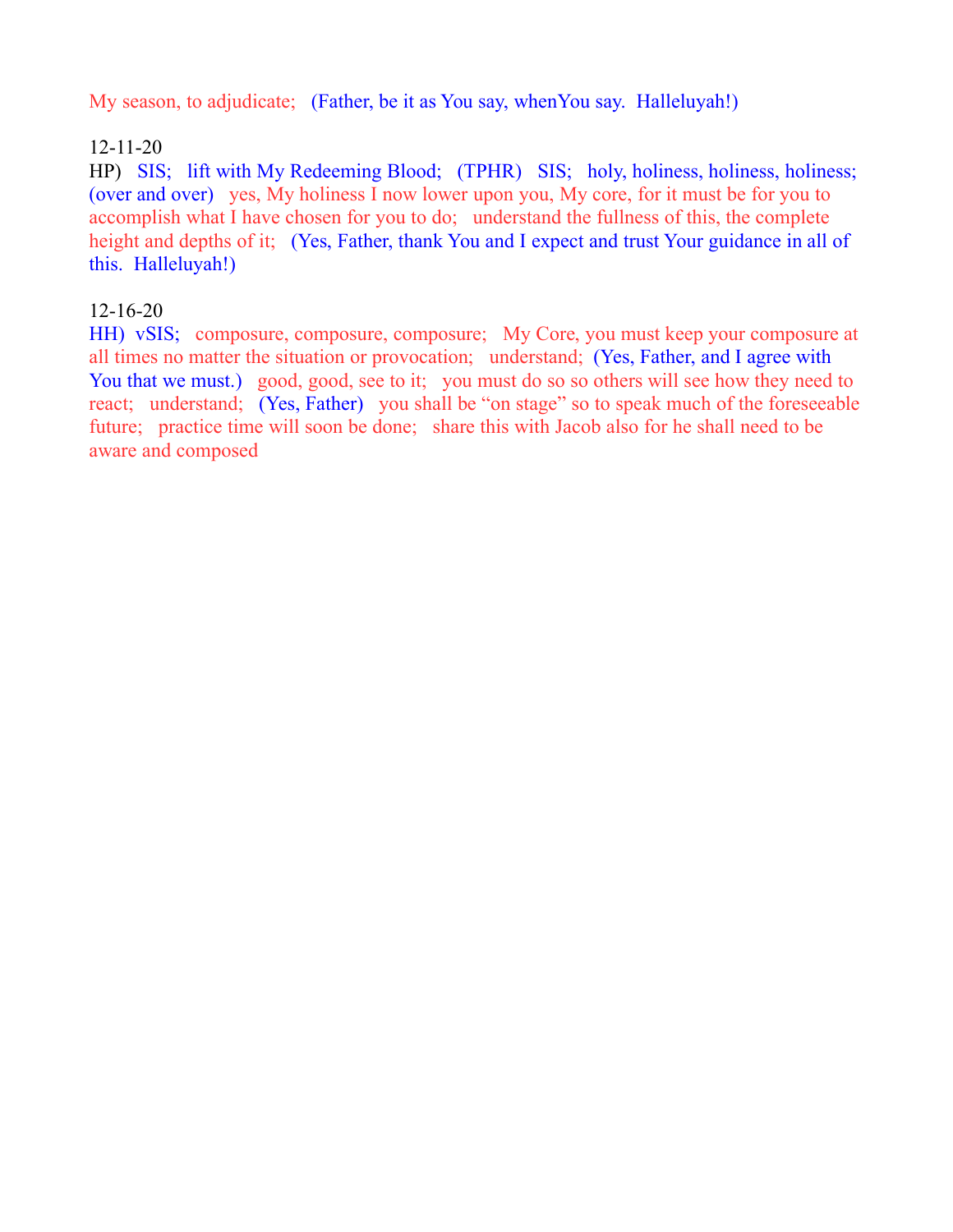My season, to adjudicate;   (Father, be it as You say, whenYou say.  Halleluyah!)

12-11-20
HP)   SIS;   lift with My Redeeming Blood;   (TPHR)   SIS;   holy, holiness, holiness, holiness; (over and over)   yes, My holiness I now lower upon you, My core, for it must be for you to accomplish what I have chosen for you to do;   understand the fullness of this, the complete height and depths of it;   (Yes, Father, thank You and I expect and trust Your guidance in all of this.  Halleluyah!)

12-16-20
HH)  vSIS;   composure, composure, composure;   My Core, you must keep your composure at all times no matter the situation or provocation;   understand;  (Yes, Father, and I agree with You that we must.)   good, good, see to it;   you must do so so others will see how they need to react;   understand;   (Yes, Father)   you shall be "on stage" so to speak much of the foreseeable future;   practice time will soon be done;   share this with Jacob also for he shall need to be aware and composed